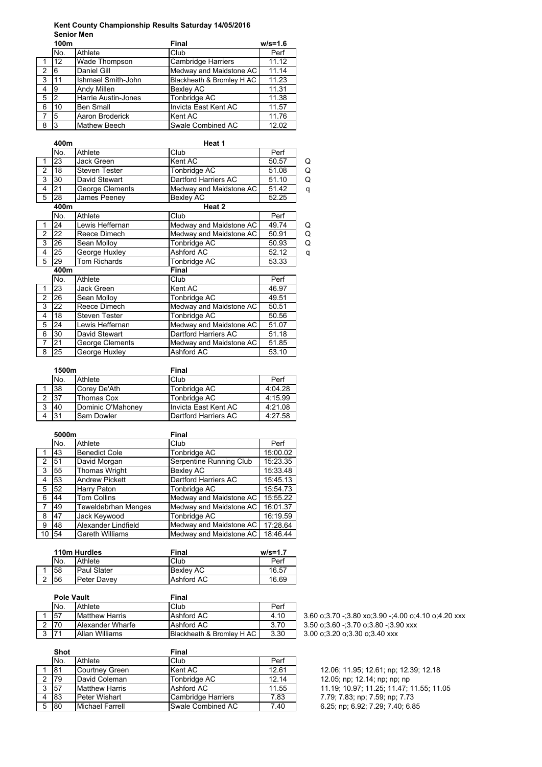# Kent County Championship Results Saturday 14/05/2016

## Senior Men

### 100m

| | No. | Athlete | Club | Perf |
|---|---|---|---|---|
| | | | **Final** | **w/s=1.6** |
| 1 | 12 | Wade Thompson | Cambridge Harriers | 11.12 |
| 2 | 6 | Daniel Gill | Medway and Maidstone AC | 11.14 |
| 3 | 11 | Ishmael Smith-John | Blackheath & Bromley H AC | 11.23 |
| 4 | 9 | Andy Millen | Bexley AC | 11.31 |
| 5 | 2 | Harrie Austin-Jones | Tonbridge AC | 11.38 |
| 6 | 10 | Ben Small | Invicta East Kent AC | 11.57 |
| 7 | 5 | Aaron Broderick | Kent AC | 11.76 |
| 8 | 3 | Mathew Beech | Swale Combined AC | 12.02 |

### 400m Heat 1

| | No. | Athlete | Club | Perf | |
|---|---|---|---|---|---|
| 1 | 23 | Jack Green | Kent AC | 50.57 | Q |
| 2 | 18 | Steven Tester | Tonbridge AC | 51.08 | Q |
| 3 | 30 | David Stewart | Dartford Harriers AC | 51.10 | Q |
| 4 | 21 | George Clements | Medway and Maidstone AC | 51.42 | q |
| 5 | 28 | James Peeney | Bexley AC | 52.25 | |

### 400m Heat 2

| | No. | Athlete | Club | Perf | |
|---|---|---|---|---|---|
| 1 | 24 | Lewis Heffernan | Medway and Maidstone AC | 49.74 | Q |
| 2 | 22 | Reece Dimech | Medway and Maidstone AC | 50.91 | Q |
| 3 | 26 | Sean Molloy | Tonbridge AC | 50.93 | Q |
| 4 | 25 | George Huxley | Ashford AC | 52.12 | q |
| 5 | 29 | Tom Richards | Tonbridge AC | 53.33 | |

### 400m Final

| | No. | Athlete | Club | Perf |
|---|---|---|---|---|
| 1 | 23 | Jack Green | Kent AC | 46.97 |
| 2 | 26 | Sean Molloy | Tonbridge AC | 49.51 |
| 3 | 22 | Reece Dimech | Medway and Maidstone AC | 50.51 |
| 4 | 18 | Steven Tester | Tonbridge AC | 50.56 |
| 5 | 24 | Lewis Heffernan | Medway and Maidstone AC | 51.07 |
| 6 | 30 | David Stewart | Dartford Harriers AC | 51.18 |
| 7 | 21 | George Clements | Medway and Maidstone AC | 51.85 |
| 8 | 25 | George Huxley | Ashford AC | 53.10 |

### 1500m Final

| | No. | Athlete | Club | Perf |
|---|---|---|---|---|
| 1 | 38 | Corey De'Ath | Tonbridge AC | 4:04.28 |
| 2 | 37 | Thomas Cox | Tonbridge AC | 4:15.99 |
| 3 | 40 | Dominic O'Mahoney | Invicta East Kent AC | 4:21.08 |
| 4 | 31 | Sam Dowler | Dartford Harriers AC | 4:27.58 |

### 5000m Final

| | No. | Athlete | Club | Perf |
|---|---|---|---|---|
| 1 | 43 | Benedict Cole | Tonbridge AC | 15:00.02 |
| 2 | 51 | David Morgan | Serpentine Running Club | 15:23.35 |
| 3 | 55 | Thomas Wright | Bexley AC | 15:33.48 |
| 4 | 53 | Andrew Pickett | Dartford Harriers AC | 15:45.13 |
| 5 | 52 | Harry Paton | Tonbridge AC | 15:54.73 |
| 6 | 44 | Tom Collins | Medway and Maidstone AC | 15:55.22 |
| 7 | 49 | Teweldebrhan Menges | Medway and Maidstone AC | 16:01.37 |
| 8 | 47 | Jack Keywood | Tonbridge AC | 16:19.59 |
| 9 | 48 | Alexander Lindfield | Medway and Maidstone AC | 17:28.64 |
| 10 | 54 | Gareth Williams | Medway and Maidstone AC | 18:46.44 |

### 110m Hurdles

| | No. | Athlete | Club | Perf |
|---|---|---|---|---|
| | | | **Final** | **w/s=1.7** |
| 1 | 58 | Paul Slater | Bexley AC | 16.57 |
| 2 | 56 | Peter Davey | Ashford AC | 16.69 |

### Pole Vault Final

| | No. | Athlete | Club | Perf | |
|---|---|---|---|---|---|
| 1 | 57 | Matthew Harris | Ashford AC | 4.10 | 3.60 o;3.70 -;3.80 xo;3.90 -;4.00 o;4.10 o;4.20 xxx |
| 2 | 70 | Alexander Wharfe | Ashford AC | 3.70 | 3.50 o;3.60 -;3.70 o;3.80 -;3.90 xxx |
| 3 | 71 | Allan Williams | Blackheath & Bromley H AC | 3.30 | 3.00 o;3.20 o;3.30 o;3.40 xxx |

### Shot Final

| | No. | Athlete | Club | Perf | |
|---|---|---|---|---|---|
| 1 | 81 | Courtney Green | Kent AC | 12.61 | 12.06; 11.95; 12.61; np; 12.39; 12.18 |
| 2 | 79 | David Coleman | Tonbridge AC | 12.14 | 12.05; np; 12.14; np; np; np |
| 3 | 57 | Matthew Harris | Ashford AC | 11.55 | 11.19; 10.97; 11.25; 11.47; 11.55; 11.05 |
| 4 | 83 | Peter Wishart | Cambridge Harriers | 7.83 | 7.79; 7.83; np; 7.59; np; 7.73 |
| 5 | 80 | Michael Farrell | Swale Combined AC | 7.40 | 6.25; np; 6.92; 7.29; 7.40; 6.85 |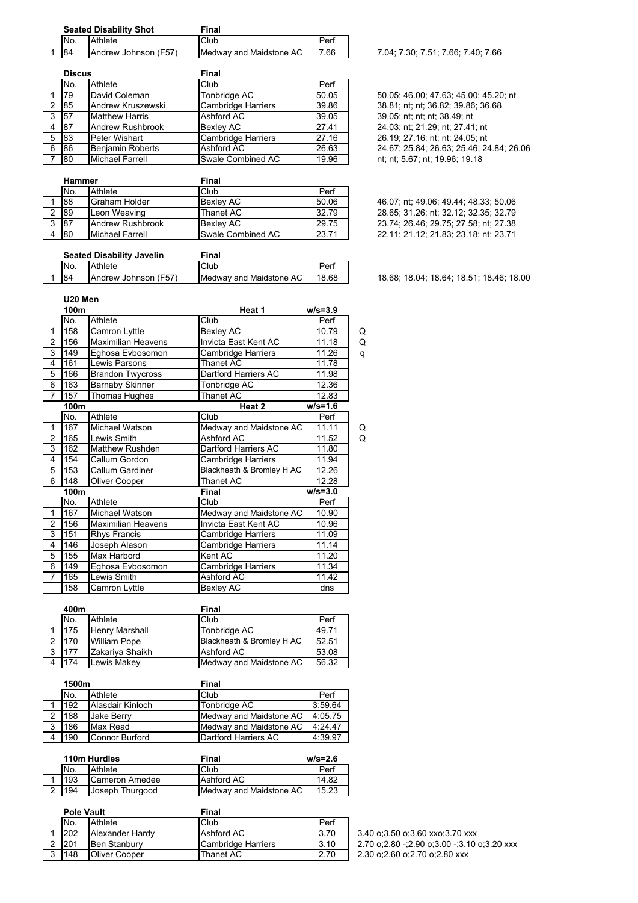### Seated Disability Shot — Final

| | No. | Athlete | Club | Perf | |
|---|---|---|---|---|---|
| 1 | 84 | Andrew Johnson (F57) | Medway and Maidstone AC | 7.66 | 7.04; 7.30; 7.51; 7.66; 7.40; 7.66 |

### Discus — Final

| | No. | Athlete | Club | Perf | |
|---|---|---|---|---|---|
| 1 | 79 | David Coleman | Tonbridge AC | 50.05 | 50.05; 46.00; 47.63; 45.00; 45.20; nt |
| 2 | 85 | Andrew Kruszewski | Cambridge Harriers | 39.86 | 38.81; nt; nt; 36.82; 39.86; 36.68 |
| 3 | 57 | Matthew Harris | Ashford AC | 39.05 | 39.05; nt; nt; nt; 38.49; nt |
| 4 | 87 | Andrew Rushbrook | Bexley AC | 27.41 | 24.03; nt; 21.29; nt; 27.41; nt |
| 5 | 83 | Peter Wishart | Cambridge Harriers | 27.16 | 26.19; 27.16; nt; nt; 24.05; nt |
| 6 | 86 | Benjamin Roberts | Ashford AC | 26.63 | 24.67; 25.84; 26.63; 25.46; 24.84; 26.06 |
| 7 | 80 | Michael Farrell | Swale Combined AC | 19.96 | nt; nt; 5.67; nt; 19.96; 19.18 |

### Hammer — Final

| | No. | Athlete | Club | Perf | |
|---|---|---|---|---|---|
| 1 | 88 | Graham Holder | Bexley AC | 50.06 | 46.07; nt; 49.06; 49.44; 48.33; 50.06 |
| 2 | 89 | Leon Weaving | Thanet AC | 32.79 | 28.65; 31.26; nt; 32.12; 32.35; 32.79 |
| 3 | 87 | Andrew Rushbrook | Bexley AC | 29.75 | 23.74; 26.46; 29.75; 27.58; nt; 27.38 |
| 4 | 80 | Michael Farrell | Swale Combined AC | 23.71 | 22.11; 21.12; 21.83; 23.18; nt; 23.71 |

### Seated Disability Javelin — Final

| | No. | Athlete | Club | Perf | |
|---|---|---|---|---|---|
| 1 | 84 | Andrew Johnson (F57) | Medway and Maidstone AC | 18.68 | 18.68; 18.04; 18.64; 18.51; 18.46; 18.00 |

## U20 Men

### 100m — Heat 1 (w/s=3.9)

| | No. | Athlete | Club | Perf | |
|---|---|---|---|---|---|
| 1 | 158 | Camron Lyttle | Bexley AC | 10.79 | Q |
| 2 | 156 | Maximilian Heavens | Invicta East Kent AC | 11.18 | Q |
| 3 | 149 | Eghosa Evbosomon | Cambridge Harriers | 11.26 | q |
| 4 | 161 | Lewis Parsons | Thanet AC | 11.78 | |
| 5 | 166 | Brandon Twycross | Dartford Harriers AC | 11.98 | |
| 6 | 163 | Barnaby Skinner | Tonbridge AC | 12.36 | |
| 7 | 157 | Thomas Hughes | Thanet AC | 12.83 | |

### 100m — Heat 2 (w/s=1.6)

| | No. | Athlete | Club | Perf | |
|---|---|---|---|---|---|
| 1 | 167 | Michael Watson | Medway and Maidstone AC | 11.11 | Q |
| 2 | 165 | Lewis Smith | Ashford AC | 11.52 | Q |
| 3 | 162 | Matthew Rushden | Dartford Harriers AC | 11.80 | |
| 4 | 154 | Callum Gordon | Cambridge Harriers | 11.94 | |
| 5 | 153 | Callum Gardiner | Blackheath & Bromley H AC | 12.26 | |
| 6 | 148 | Oliver Cooper | Thanet AC | 12.28 | |

### 100m — Final (w/s=3.0)

| | No. | Athlete | Club | Perf |
|---|---|---|---|---|
| 1 | 167 | Michael Watson | Medway and Maidstone AC | 10.90 |
| 2 | 156 | Maximilian Heavens | Invicta East Kent AC | 10.96 |
| 3 | 151 | Rhys Francis | Cambridge Harriers | 11.09 |
| 4 | 146 | Joseph Alason | Cambridge Harriers | 11.14 |
| 5 | 155 | Max Harbord | Kent AC | 11.20 |
| 6 | 149 | Eghosa Evbosomon | Cambridge Harriers | 11.34 |
| 7 | 165 | Lewis Smith | Ashford AC | 11.42 |
| | 158 | Camron Lyttle | Bexley AC | dns |

### 400m — Final

| | No. | Athlete | Club | Perf |
|---|---|---|---|---|
| 1 | 175 | Henry Marshall | Tonbridge AC | 49.71 |
| 2 | 170 | William Pope | Blackheath & Bromley H AC | 52.51 |
| 3 | 177 | Zakariya Shaikh | Ashford AC | 53.08 |
| 4 | 174 | Lewis Makey | Medway and Maidstone AC | 56.32 |

### 1500m — Final

| | No. | Athlete | Club | Perf |
|---|---|---|---|---|
| 1 | 192 | Alasdair Kinloch | Tonbridge AC | 3:59.64 |
| 2 | 188 | Jake Berry | Medway and Maidstone AC | 4:05.75 |
| 3 | 186 | Max Read | Medway and Maidstone AC | 4:24.47 |
| 4 | 190 | Connor Burford | Dartford Harriers AC | 4:39.97 |

### 110m Hurdles — Final (w/s=2.6)

| | No. | Athlete | Club | Perf |
|---|---|---|---|---|
| 1 | 193 | Cameron Amedee | Ashford AC | 14.82 |
| 2 | 194 | Joseph Thurgood | Medway and Maidstone AC | 15.23 |

### Pole Vault — Final

| | No. | Athlete | Club | Perf | |
|---|---|---|---|---|---|
| 1 | 202 | Alexander Hardy | Ashford AC | 3.70 | 3.40 o;3.50 o;3.60 xxo;3.70 xxx |
| 2 | 201 | Ben Stanbury | Cambridge Harriers | 3.10 | 2.70 o;2.80 -;2.90 o;3.00 -;3.10 o;3.20 xxx |
| 3 | 148 | Oliver Cooper | Thanet AC | 2.70 | 2.30 o;2.60 o;2.70 o;2.80 xxx |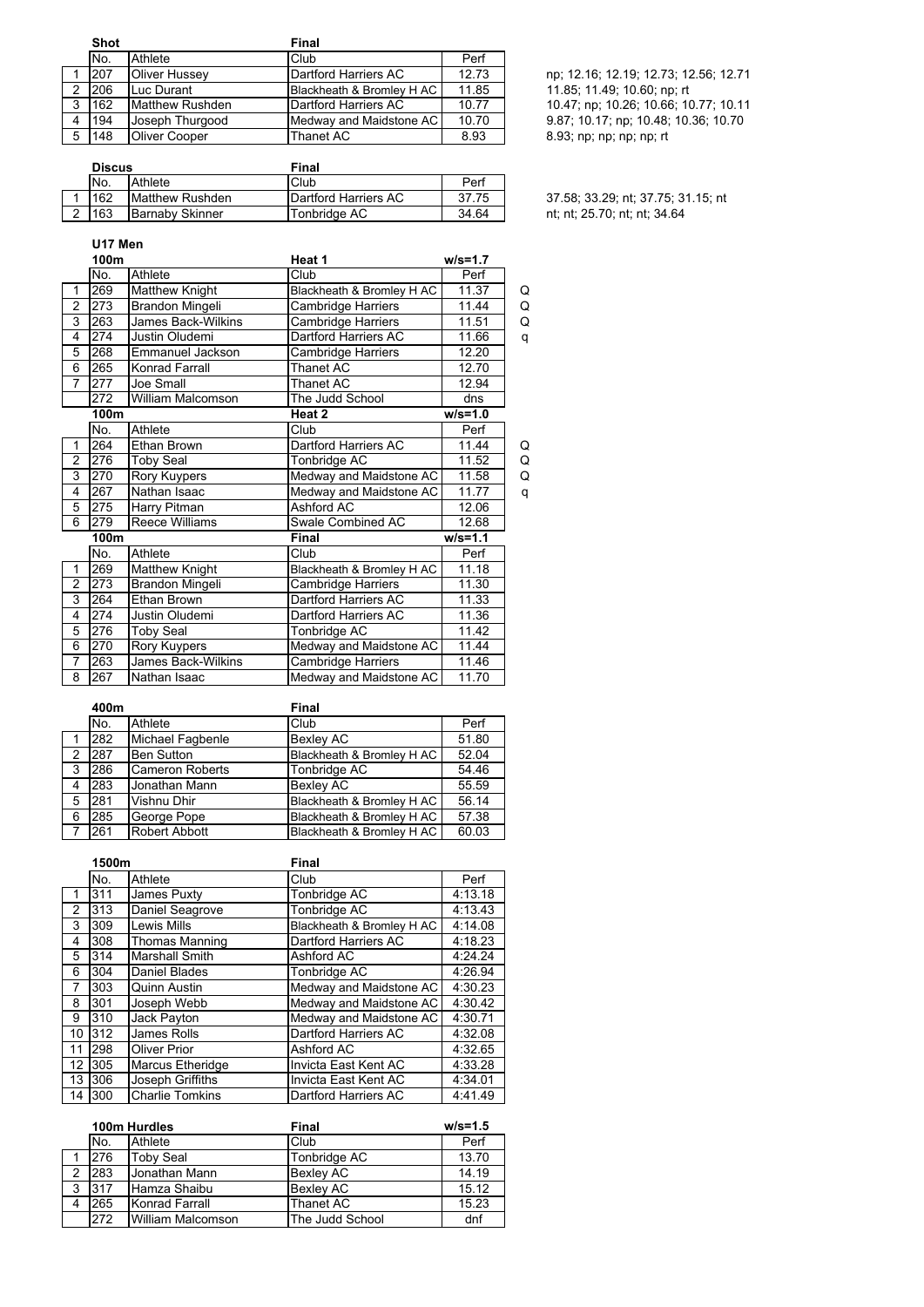### Shot

| | No. | Athlete | Club | Perf | |
|---|---|---|---|---|---|
| | | | **Final** | | |
| 1 | 207 | Oliver Hussey | Dartford Harriers AC | 12.73 | np; 12.16; 12.19; 12.73; 12.56; 12.71 |
| 2 | 206 | Luc Durant | Blackheath & Bromley H AC | 11.85 | 11.85; 11.49; 10.60; np; rt |
| 3 | 162 | Matthew Rushden | Dartford Harriers AC | 10.77 | 10.47; np; 10.26; 10.66; 10.77; 10.11 |
| 4 | 194 | Joseph Thurgood | Medway and Maidstone AC | 10.70 | 9.87; 10.17; np; 10.48; 10.36; 10.70 |
| 5 | 148 | Oliver Cooper | Thanet AC | 8.93 | 8.93; np; np; np; np; rt |

### Discus

| | No. | Athlete | Club | Perf | |
|---|---|---|---|---|---|
| | | | **Final** | | |
| 1 | 162 | Matthew Rushden | Dartford Harriers AC | 37.75 | 37.58; 33.29; nt; 37.75; 31.15; nt |
| 2 | 163 | Barnaby Skinner | Tonbridge AC | 34.64 | nt; nt; 25.70; nt; nt; 34.64 |

## U17 Men

### 100m

| | No. | Athlete | Club | Perf | |
|---|---|---|---|---|---|
| | | | **Heat 1** | **w/s=1.7** | |
| 1 | 269 | Matthew Knight | Blackheath & Bromley H AC | 11.37 | Q |
| 2 | 273 | Brandon Mingeli | Cambridge Harriers | 11.44 | Q |
| 3 | 263 | James Back-Wilkins | Cambridge Harriers | 11.51 | Q |
| 4 | 274 | Justin Oludemi | Dartford Harriers AC | 11.66 | q |
| 5 | 268 | Emmanuel Jackson | Cambridge Harriers | 12.20 | |
| 6 | 265 | Konrad Farrall | Thanet AC | 12.70 | |
| 7 | 277 | Joe Small | Thanet AC | 12.94 | |
| | 272 | William Malcomson | The Judd School | dns | |
| | | | **Heat 2** | **w/s=1.0** | |
| 1 | 264 | Ethan Brown | Dartford Harriers AC | 11.44 | Q |
| 2 | 276 | Toby Seal | Tonbridge AC | 11.52 | Q |
| 3 | 270 | Rory Kuypers | Medway and Maidstone AC | 11.58 | Q |
| 4 | 267 | Nathan Isaac | Medway and Maidstone AC | 11.77 | q |
| 5 | 275 | Harry Pitman | Ashford AC | 12.06 | |
| 6 | 279 | Reece Williams | Swale Combined AC | 12.68 | |
| | | | **Final** | **w/s=1.1** | |
| 1 | 269 | Matthew Knight | Blackheath & Bromley H AC | 11.18 | |
| 2 | 273 | Brandon Mingeli | Cambridge Harriers | 11.30 | |
| 3 | 264 | Ethan Brown | Dartford Harriers AC | 11.33 | |
| 4 | 274 | Justin Oludemi | Dartford Harriers AC | 11.36 | |
| 5 | 276 | Toby Seal | Tonbridge AC | 11.42 | |
| 6 | 270 | Rory Kuypers | Medway and Maidstone AC | 11.44 | |
| 7 | 263 | James Back-Wilkins | Cambridge Harriers | 11.46 | |
| 8 | 267 | Nathan Isaac | Medway and Maidstone AC | 11.70 | |

### 400m

| | No. | Athlete | Club | Perf |
|---|---|---|---|---|
| | | | **Final** | |
| 1 | 282 | Michael Fagbenle | Bexley AC | 51.80 |
| 2 | 287 | Ben Sutton | Blackheath & Bromley H AC | 52.04 |
| 3 | 286 | Cameron Roberts | Tonbridge AC | 54.46 |
| 4 | 283 | Jonathan Mann | Bexley AC | 55.59 |
| 5 | 281 | Vishnu Dhir | Blackheath & Bromley H AC | 56.14 |
| 6 | 285 | George Pope | Blackheath & Bromley H AC | 57.38 |
| 7 | 261 | Robert Abbott | Blackheath & Bromley H AC | 60.03 |

### 1500m

| | No. | Athlete | Club | Perf |
|---|---|---|---|---|
| | | | **Final** | |
| 1 | 311 | James Puxty | Tonbridge AC | 4:13.18 |
| 2 | 313 | Daniel Seagrove | Tonbridge AC | 4:13.43 |
| 3 | 309 | Lewis Mills | Blackheath & Bromley H AC | 4:14.08 |
| 4 | 308 | Thomas Manning | Dartford Harriers AC | 4:18.23 |
| 5 | 314 | Marshall Smith | Ashford AC | 4:24.24 |
| 6 | 304 | Daniel Blades | Tonbridge AC | 4:26.94 |
| 7 | 303 | Quinn Austin | Medway and Maidstone AC | 4:30.23 |
| 8 | 301 | Joseph Webb | Medway and Maidstone AC | 4:30.42 |
| 9 | 310 | Jack Payton | Medway and Maidstone AC | 4:30.71 |
| 10 | 312 | James Rolls | Dartford Harriers AC | 4:32.08 |
| 11 | 298 | Oliver Prior | Ashford AC | 4:32.65 |
| 12 | 305 | Marcus Etheridge | Invicta East Kent AC | 4:33.28 |
| 13 | 306 | Joseph Griffiths | Invicta East Kent AC | 4:34.01 |
| 14 | 300 | Charlie Tomkins | Dartford Harriers AC | 4:41.49 |

### 100m Hurdles

| | No. | Athlete | Club | Perf |
|---|---|---|---|---|
| | | | **Final** | **w/s=1.5** |
| 1 | 276 | Toby Seal | Tonbridge AC | 13.70 |
| 2 | 283 | Jonathan Mann | Bexley AC | 14.19 |
| 3 | 317 | Hamza Shaibu | Bexley AC | 15.12 |
| 4 | 265 | Konrad Farrall | Thanet AC | 15.23 |
| | 272 | William Malcomson | The Judd School | dnf |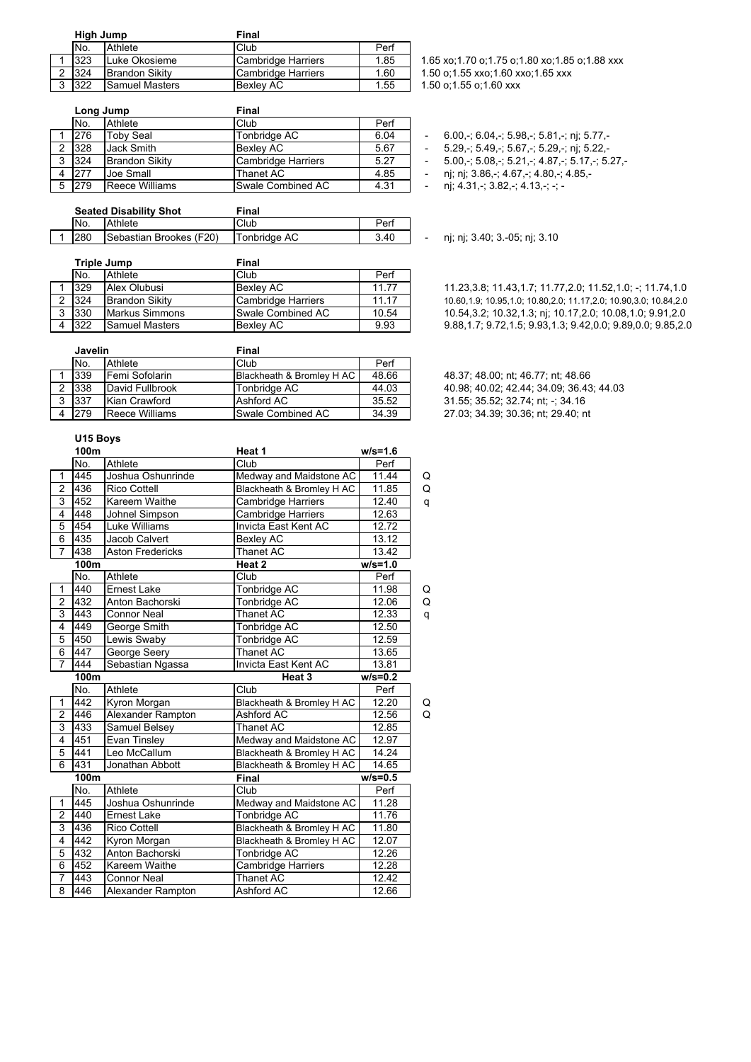### High Jump — Final

| | No. | Athlete | Club | Perf | |
|---|---|---|---|---|---|
| 1 | 323 | Luke Okosieme | Cambridge Harriers | 1.85 | 1.65 xo;1.70 o;1.75 o;1.80 xo;1.85 o;1.88 xxx |
| 2 | 324 | Brandon Sikity | Cambridge Harriers | 1.60 | 1.50 o;1.55 xxo;1.60 xxo;1.65 xxx |
| 3 | 322 | Samuel Masters | Bexley AC | 1.55 | 1.50 o;1.55 o;1.60 xxx |

### Long Jump — Final

| | No. | Athlete | Club | Perf | | |
|---|---|---|---|---|---|---|
| 1 | 276 | Toby Seal | Tonbridge AC | 6.04 | - | 6.00,-; 6.04,-; 5.98,-; 5.81,-; nj; 5.77,- |
| 2 | 328 | Jack Smith | Bexley AC | 5.67 | - | 5.29,-; 5.49,-; 5.67,-; 5.29,-; nj; 5.22,- |
| 3 | 324 | Brandon Sikity | Cambridge Harriers | 5.27 | - | 5.00,-; 5.08,-; 5.21,-; 4.87,-; 5.17,-; 5.27,- |
| 4 | 277 | Joe Small | Thanet AC | 4.85 | - | nj; nj; 3.86,-; 4.67,-; 4.80,-; 4.85,- |
| 5 | 279 | Reece Williams | Swale Combined AC | 4.31 | - | nj; 4.31,-; 3.82,-; 4.13,-; -; - |

### Seated Disability Shot — Final

| | No. | Athlete | Club | Perf | | |
|---|---|---|---|---|---|---|
| 1 | 280 | Sebastian Brookes (F20) | Tonbridge AC | 3.40 | - | nj; nj; 3.40; 3.-05; nj; 3.10 |

### Triple Jump — Final

| | No. | Athlete | Club | Perf | |
|---|---|---|---|---|---|
| 1 | 329 | Alex Olubusi | Bexley AC | 11.77 | 11.23,3.8; 11.43,1.7; 11.77,2.0; 11.52,1.0; -; 11.74,1.0 |
| 2 | 324 | Brandon Sikity | Cambridge Harriers | 11.17 | 10.60,1.9; 10.95,1.0; 10.80,2.0; 11.17,2.0; 10.90,3.0; 10.84,2.0 |
| 3 | 330 | Markus Simmons | Swale Combined AC | 10.54 | 10.54,3.2; 10.32,1.3; nj; 10.17,2.0; 10.08,1.0; 9.91,2.0 |
| 4 | 322 | Samuel Masters | Bexley AC | 9.93 | 9.88,1.7; 9.72,1.5; 9.93,1.3; 9.42,0.0; 9.89,0.0; 9.85,2.0 |

### Javelin — Final

| | No. | Athlete | Club | Perf | |
|---|---|---|---|---|---|
| 1 | 339 | Femi Sofolarin | Blackheath & Bromley H AC | 48.66 | 48.37; 48.00; nt; 46.77; nt; 48.66 |
| 2 | 338 | David Fullbrook | Tonbridge AC | 44.03 | 40.98; 40.02; 42.44; 34.09; 36.43; 44.03 |
| 3 | 337 | Kian Crawford | Ashford AC | 35.52 | 31.55; 35.52; 32.74; nt; -; 34.16 |
| 4 | 279 | Reece Williams | Swale Combined AC | 34.39 | 27.03; 34.39; 30.36; nt; 29.40; nt |

## U15 Boys

### 100m — Heat 1 (w/s=1.6)

| | No. | Athlete | Club | Perf | |
|---|---|---|---|---|---|
| 1 | 445 | Joshua Oshunrinde | Medway and Maidstone AC | 11.44 | Q |
| 2 | 436 | Rico Cottell | Blackheath & Bromley H AC | 11.85 | Q |
| 3 | 452 | Kareem Waithe | Cambridge Harriers | 12.40 | q |
| 4 | 448 | Johnel Simpson | Cambridge Harriers | 12.63 | |
| 5 | 454 | Luke Williams | Invicta East Kent AC | 12.72 | |
| 6 | 435 | Jacob Calvert | Bexley AC | 13.12 | |
| 7 | 438 | Aston Fredericks | Thanet AC | 13.42 | |

### 100m — Heat 2 (w/s=1.0)

| | No. | Athlete | Club | Perf | |
|---|---|---|---|---|---|
| 1 | 440 | Ernest Lake | Tonbridge AC | 11.98 | Q |
| 2 | 432 | Anton Bachorski | Tonbridge AC | 12.06 | Q |
| 3 | 443 | Connor Neal | Thanet AC | 12.33 | q |
| 4 | 449 | George Smith | Tonbridge AC | 12.50 | |
| 5 | 450 | Lewis Swaby | Tonbridge AC | 12.59 | |
| 6 | 447 | George Seery | Thanet AC | 13.65 | |
| 7 | 444 | Sebastian Ngassa | Invicta East Kent AC | 13.81 | |

### 100m — Heat 3 (w/s=0.2)

| | No. | Athlete | Club | Perf | |
|---|---|---|---|---|---|
| 1 | 442 | Kyron Morgan | Blackheath & Bromley H AC | 12.20 | Q |
| 2 | 446 | Alexander Rampton | Ashford AC | 12.56 | Q |
| 3 | 433 | Samuel Belsey | Thanet AC | 12.85 | |
| 4 | 451 | Evan Tinsley | Medway and Maidstone AC | 12.97 | |
| 5 | 441 | Leo McCallum | Blackheath & Bromley H AC | 14.24 | |
| 6 | 431 | Jonathan Abbott | Blackheath & Bromley H AC | 14.65 | |

### 100m — Final (w/s=0.5)

| | No. | Athlete | Club | Perf |
|---|---|---|---|---|
| 1 | 445 | Joshua Oshunrinde | Medway and Maidstone AC | 11.28 |
| 2 | 440 | Ernest Lake | Tonbridge AC | 11.76 |
| 3 | 436 | Rico Cottell | Blackheath & Bromley H AC | 11.80 |
| 4 | 442 | Kyron Morgan | Blackheath & Bromley H AC | 12.07 |
| 5 | 432 | Anton Bachorski | Tonbridge AC | 12.26 |
| 6 | 452 | Kareem Waithe | Cambridge Harriers | 12.28 |
| 7 | 443 | Connor Neal | Thanet AC | 12.42 |
| 8 | 446 | Alexander Rampton | Ashford AC | 12.66 |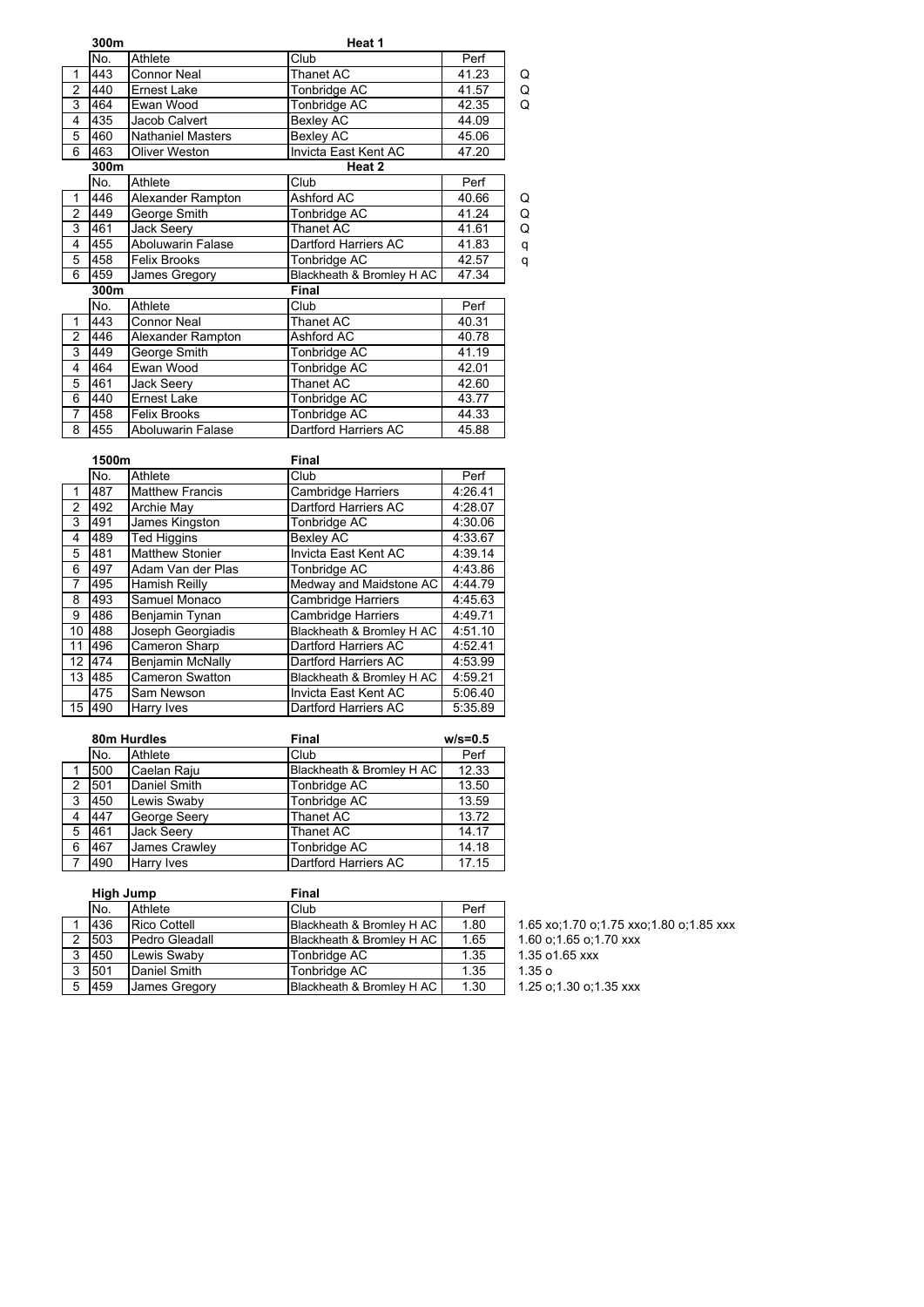## 300m — Heat 1

| | No. | Athlete | Club | Perf | |
|---|---|---|---|---|---|
| 1 | 443 | Connor Neal | Thanet AC | 41.23 | Q |
| 2 | 440 | Ernest Lake | Tonbridge AC | 41.57 | Q |
| 3 | 464 | Ewan Wood | Tonbridge AC | 42.35 | Q |
| 4 | 435 | Jacob Calvert | Bexley AC | 44.09 | |
| 5 | 460 | Nathaniel Masters | Bexley AC | 45.06 | |
| 6 | 463 | Oliver Weston | Invicta East Kent AC | 47.20 | |

## 300m — Heat 2

| | No. | Athlete | Club | Perf | |
|---|---|---|---|---|---|
| 1 | 446 | Alexander Rampton | Ashford AC | 40.66 | Q |
| 2 | 449 | George Smith | Tonbridge AC | 41.24 | Q |
| 3 | 461 | Jack Seery | Thanet AC | 41.61 | Q |
| 4 | 455 | Aboluwarin Falase | Dartford Harriers AC | 41.83 | q |
| 5 | 458 | Felix Brooks | Tonbridge AC | 42.57 | q |
| 6 | 459 | James Gregory | Blackheath & Bromley H AC | 47.34 | |

## 300m — Final

| | No. | Athlete | Club | Perf |
|---|---|---|---|---|
| 1 | 443 | Connor Neal | Thanet AC | 40.31 |
| 2 | 446 | Alexander Rampton | Ashford AC | 40.78 |
| 3 | 449 | George Smith | Tonbridge AC | 41.19 |
| 4 | 464 | Ewan Wood | Tonbridge AC | 42.01 |
| 5 | 461 | Jack Seery | Thanet AC | 42.60 |
| 6 | 440 | Ernest Lake | Tonbridge AC | 43.77 |
| 7 | 458 | Felix Brooks | Tonbridge AC | 44.33 |
| 8 | 455 | Aboluwarin Falase | Dartford Harriers AC | 45.88 |

## 1500m — Final

| | No. | Athlete | Club | Perf |
|---|---|---|---|---|
| 1 | 487 | Matthew Francis | Cambridge Harriers | 4:26.41 |
| 2 | 492 | Archie May | Dartford Harriers AC | 4:28.07 |
| 3 | 491 | James Kingston | Tonbridge AC | 4:30.06 |
| 4 | 489 | Ted Higgins | Bexley AC | 4:33.67 |
| 5 | 481 | Matthew Stonier | Invicta East Kent AC | 4:39.14 |
| 6 | 497 | Adam Van der Plas | Tonbridge AC | 4:43.86 |
| 7 | 495 | Hamish Reilly | Medway and Maidstone AC | 4:44.79 |
| 8 | 493 | Samuel Monaco | Cambridge Harriers | 4:45.63 |
| 9 | 486 | Benjamin Tynan | Cambridge Harriers | 4:49.71 |
| 10 | 488 | Joseph Georgiadis | Blackheath & Bromley H AC | 4:51.10 |
| 11 | 496 | Cameron Sharp | Dartford Harriers AC | 4:52.41 |
| 12 | 474 | Benjamin McNally | Dartford Harriers AC | 4:53.99 |
| 13 | 485 | Cameron Swatton | Blackheath & Bromley H AC | 4:59.21 |
| | 475 | Sam Newson | Invicta East Kent AC | 5:06.40 |
| 15 | 490 | Harry Ives | Dartford Harriers AC | 5:35.89 |

## 80m Hurdles — Final (w/s=0.5)

| | No. | Athlete | Club | Perf |
|---|---|---|---|---|
| 1 | 500 | Caelan Raju | Blackheath & Bromley H AC | 12.33 |
| 2 | 501 | Daniel Smith | Tonbridge AC | 13.50 |
| 3 | 450 | Lewis Swaby | Tonbridge AC | 13.59 |
| 4 | 447 | George Seery | Thanet AC | 13.72 |
| 5 | 461 | Jack Seery | Thanet AC | 14.17 |
| 6 | 467 | James Crawley | Tonbridge AC | 14.18 |
| 7 | 490 | Harry Ives | Dartford Harriers AC | 17.15 |

## High Jump — Final

| | No. | Athlete | Club | Perf | |
|---|---|---|---|---|---|
| 1 | 436 | Rico Cottell | Blackheath & Bromley H AC | 1.80 | 1.65 xo;1.70 o;1.75 xxo;1.80 o;1.85 xxx |
| 2 | 503 | Pedro Gleadall | Blackheath & Bromley H AC | 1.65 | 1.60 o;1.65 o;1.70 xxx |
| 3 | 450 | Lewis Swaby | Tonbridge AC | 1.35 | 1.35 o1.65 xxx |
| 3 | 501 | Daniel Smith | Tonbridge AC | 1.35 | 1.35 o |
| 5 | 459 | James Gregory | Blackheath & Bromley H AC | 1.30 | 1.25 o;1.30 o;1.35 xxx |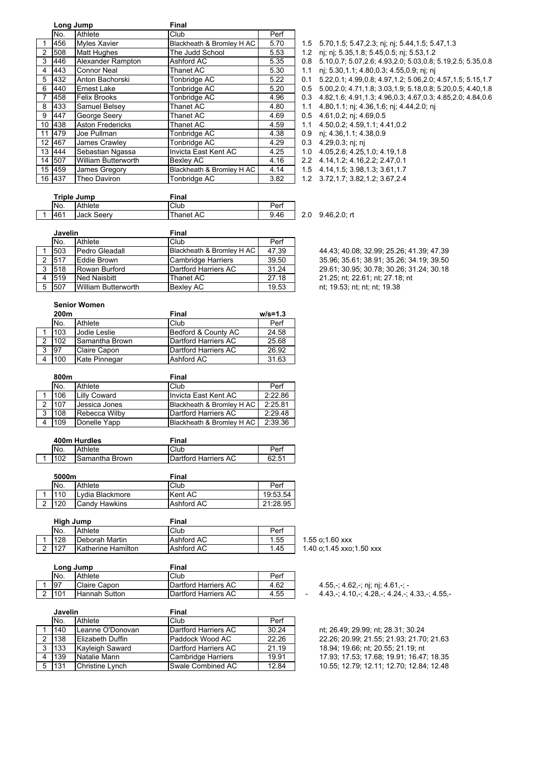### Long Jump — Final

| | No. | Athlete | Club | Perf | | |
|---|---|---|---|---|---|---|
| 1 | 456 | Myles Xavier | Blackheath & Bromley H AC | 5.70 | 1.5 | 5.70,1.5; 5.47,2.3; nj; nj; 5.44,1.5; 5.47,1.3 |
| 2 | 508 | Matt Hughes | The Judd School | 5.53 | 1.2 | nj; nj; 5.35,1.8; 5.45,0.5; nj; 5.53,1.2 |
| 3 | 446 | Alexander Rampton | Ashford AC | 5.35 | 0.8 | 5.10,0.7; 5.07,2.6; 4.93,2.0; 5.03,0.8; 5.19,2.5; 5.35,0.8 |
| 4 | 443 | Connor Neal | Thanet AC | 5.30 | 1.1 | nj; 5.30,1.1; 4.80,0.3; 4.55,0.9; nj; nj |
| 5 | 432 | Anton Bachorski | Tonbridge AC | 5.22 | 0.1 | 5.22,0.1; 4.99,0.8; 4.97,1.2; 5.06,2.0; 4.57,1.5; 5.15,1.7 |
| 6 | 440 | Ernest Lake | Tonbridge AC | 5.20 | 0.5 | 5.00,2.0; 4.71,1.8; 3.03,1.9; 5.18,0.8; 5.20,0.5; 4.40,1.8 |
| 7 | 458 | Felix Brooks | Tonbridge AC | 4.96 | 0.3 | 4.82,1.6; 4.91,1.3; 4.96,0.3; 4.67,0.3; 4.85,2.0; 4.84,0.6 |
| 8 | 433 | Samuel Belsey | Thanet AC | 4.80 | 1.1 | 4.80,1.1; nj; 4.36,1.6; nj; 4.44,2.0; nj |
| 9 | 447 | George Seery | Thanet AC | 4.69 | 0.5 | 4.61,0.2; nj; 4.69,0.5 |
| 10 | 438 | Aston Fredericks | Thanet AC | 4.59 | 1.1 | 4.50,0.2; 4.59,1.1; 4.41,0.2 |
| 11 | 479 | Joe Pullman | Tonbridge AC | 4.38 | 0.9 | nj; 4.36,1.1; 4.38,0.9 |
| 12 | 467 | James Crawley | Tonbridge AC | 4.29 | 0.3 | 4.29,0.3; nj; nj |
| 13 | 444 | Sebastian Ngassa | Invicta East Kent AC | 4.25 | 1.0 | 4.05,2.6; 4.25,1.0; 4.19,1.8 |
| 14 | 507 | William Butterworth | Bexley AC | 4.16 | 2.2 | 4.14,1.2; 4.16,2.2; 2.47,0.1 |
| 15 | 459 | James Gregory | Blackheath & Bromley H AC | 4.14 | 1.5 | 4.14,1.5; 3.98,1.3; 3.61,1.7 |
| 16 | 437 | Theo Daviron | Tonbridge AC | 3.82 | 1.2 | 3.72,1.7; 3.82,1.2; 3.67,2.4 |

### Triple Jump — Final

| | No. | Athlete | Club | Perf | | |
|---|---|---|---|---|---|---|
| 1 | 461 | Jack Seery | Thanet AC | 9.46 | 2.0 | 9.46,2.0; rt |

### Javelin — Final

| | No. | Athlete | Club | Perf | |
|---|---|---|---|---|---|
| 1 | 503 | Pedro Gleadall | Blackheath & Bromley H AC | 47.39 | 44.43; 40.08; 32.99; 25.26; 41.39; 47.39 |
| 2 | 517 | Eddie Brown | Cambridge Harriers | 39.50 | 35.96; 35.61; 38.91; 35.26; 34.19; 39.50 |
| 3 | 518 | Rowan Burford | Dartford Harriers AC | 31.24 | 29.61; 30.95; 30.78; 30.26; 31.24; 30.18 |
| 4 | 519 | Ned Naisbitt | Thanet AC | 27.18 | 21.25; nt; 22.61; nt; 27.18; nt |
| 5 | 507 | William Butterworth | Bexley AC | 19.53 | nt; 19.53; nt; nt; nt; 19.38 |

## Senior Women

### 200m — Final — w/s=1.3

| | No. | Athlete | Club | Perf |
|---|---|---|---|---|
| 1 | 103 | Jodie Leslie | Bedford & County AC | 24.58 |
| 2 | 102 | Samantha Brown | Dartford Harriers AC | 25.68 |
| 3 | 97 | Claire Capon | Dartford Harriers AC | 26.92 |
| 4 | 100 | Kate Pinnegar | Ashford AC | 31.63 |

### 800m — Final

| | No. | Athlete | Club | Perf |
|---|---|---|---|---|
| 1 | 106 | Lilly Coward | Invicta East Kent AC | 2:22.86 |
| 2 | 107 | Jessica Jones | Blackheath & Bromley H AC | 2:25.81 |
| 3 | 108 | Rebecca Wilby | Dartford Harriers AC | 2:29.48 |
| 4 | 109 | Donelle Yapp | Blackheath & Bromley H AC | 2:39.36 |

### 400m Hurdles — Final

| | No. | Athlete | Club | Perf |
|---|---|---|---|---|
| 1 | 102 | Samantha Brown | Dartford Harriers AC | 62.51 |

### 5000m — Final

| | No. | Athlete | Club | Perf |
|---|---|---|---|---|
| 1 | 110 | Lydia Blackmore | Kent AC | 19:53.54 |
| 2 | 120 | Candy Hawkins | Ashford AC | 21:28.95 |

### High Jump — Final

| | No. | Athlete | Club | Perf | |
|---|---|---|---|---|---|
| 1 | 128 | Deborah Martin | Ashford AC | 1.55 | 1.55 o;1.60 xxx |
| 2 | 127 | Katherine Hamilton | Ashford AC | 1.45 | 1.40 o;1.45 xxo;1.50 xxx |

### Long Jump — Final

| | No. | Athlete | Club | Perf | | |
|---|---|---|---|---|---|---|
| 1 | 97 | Claire Capon | Dartford Harriers AC | 4.62 | | 4.55,-; 4.62,-; nj; nj; 4.61,-; - |
| 2 | 101 | Hannah Sutton | Dartford Harriers AC | 4.55 | - | 4.43,-; 4.10,-; 4.28,-; 4.24,-; 4.33,-; 4.55,- |

### Javelin — Final

| | No. | Athlete | Club | Perf | |
|---|---|---|---|---|---|
| 1 | 140 | Leanne O'Donovan | Dartford Harriers AC | 30.24 | nt; 26.49; 29.99; nt; 28.31; 30.24 |
| 2 | 138 | Elizabeth Duffin | Paddock Wood AC | 22.26 | 22.26; 20.99; 21.55; 21.93; 21.70; 21.63 |
| 3 | 133 | Kayleigh Saward | Dartford Harriers AC | 21.19 | 18.94; 19.66; nt; 20.55; 21.19; nt |
| 4 | 139 | Natalie Mann | Cambridge Harriers | 19.91 | 17.93; 17.53; 17.68; 19.91; 16.47; 18.35 |
| 5 | 131 | Christine Lynch | Swale Combined AC | 12.84 | 10.55; 12.79; 12.11; 12.70; 12.84; 12.48 |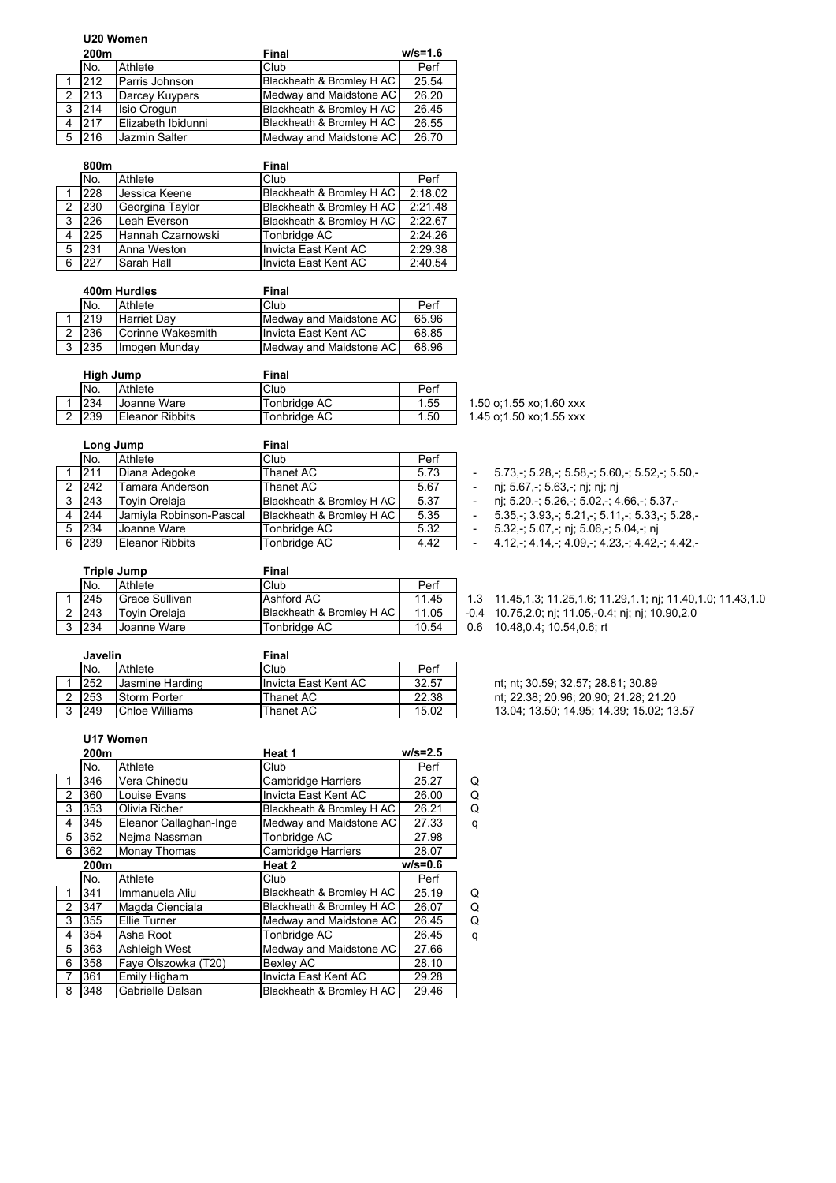## U20 Women

### 200m Final — w/s=1.6

| | No. | Athlete | Club | Perf |
|---|---|---|---|---|
| 1 | 212 | Parris Johnson | Blackheath & Bromley H AC | 25.54 |
| 2 | 213 | Darcey Kuypers | Medway and Maidstone AC | 26.20 |
| 3 | 214 | Isio Orogun | Blackheath & Bromley H AC | 26.45 |
| 4 | 217 | Elizabeth Ibidunni | Blackheath & Bromley H AC | 26.55 |
| 5 | 216 | Jazmin Salter | Medway and Maidstone AC | 26.70 |

### 800m Final

| | No. | Athlete | Club | Perf |
|---|---|---|---|---|
| 1 | 228 | Jessica Keene | Blackheath & Bromley H AC | 2:18.02 |
| 2 | 230 | Georgina Taylor | Blackheath & Bromley H AC | 2:21.48 |
| 3 | 226 | Leah Everson | Blackheath & Bromley H AC | 2:22.67 |
| 4 | 225 | Hannah Czarnowski | Tonbridge AC | 2:24.26 |
| 5 | 231 | Anna Weston | Invicta East Kent AC | 2:29.38 |
| 6 | 227 | Sarah Hall | Invicta East Kent AC | 2:40.54 |

### 400m Hurdles Final

| | No. | Athlete | Club | Perf |
|---|---|---|---|---|
| 1 | 219 | Harriet Day | Medway and Maidstone AC | 65.96 |
| 2 | 236 | Corinne Wakesmith | Invicta East Kent AC | 68.85 |
| 3 | 235 | Imogen Munday | Medway and Maidstone AC | 68.96 |

### High Jump Final

| | No. | Athlete | Club | Perf | |
|---|---|---|---|---|---|
| 1 | 234 | Joanne Ware | Tonbridge AC | 1.55 | 1.50 o;1.55 xo;1.60 xxx |
| 2 | 239 | Eleanor Ribbits | Tonbridge AC | 1.50 | 1.45 o;1.50 xo;1.55 xxx |

### Long Jump Final

| | No. | Athlete | Club | Perf | | |
|---|---|---|---|---|---|---|
| 1 | 211 | Diana Adegoke | Thanet AC | 5.73 | - | 5.73,-; 5.28,-; 5.58,-; 5.60,-; 5.52,-; 5.50,- |
| 2 | 242 | Tamara Anderson | Thanet AC | 5.67 | - | nj; 5.67,-; 5.63,-; nj; nj; nj |
| 3 | 243 | Toyin Orelaja | Blackheath & Bromley H AC | 5.37 | - | nj; 5.20,-; 5.26,-; 5.02,-; 4.66,-; 5.37,- |
| 4 | 244 | Jamiyla Robinson-Pascal | Blackheath & Bromley H AC | 5.35 | - | 5.35,-; 3.93,-; 5.21,-; 5.11,-; 5.33,-; 5.28,- |
| 5 | 234 | Joanne Ware | Tonbridge AC | 5.32 | - | 5.32,-; 5.07,-; nj; 5.06,-; 5.04,-; nj |
| 6 | 239 | Eleanor Ribbits | Tonbridge AC | 4.42 | - | 4.12,-; 4.14,-; 4.09,-; 4.23,-; 4.42,-; 4.42,- |

### Triple Jump Final

| | No. | Athlete | Club | Perf | | |
|---|---|---|---|---|---|---|
| 1 | 245 | Grace Sullivan | Ashford AC | 11.45 | 1.3 | 11.45,1.3; 11.25,1.6; 11.29,1.1; nj; 11.40,1.0; 11.43,1.0 |
| 2 | 243 | Toyin Orelaja | Blackheath & Bromley H AC | 11.05 | -0.4 | 10.75,2.0; nj; 11.05,-0.4; nj; nj; 10.90,2.0 |
| 3 | 234 | Joanne Ware | Tonbridge AC | 10.54 | 0.6 | 10.48,0.4; 10.54,0.6; rt |

### Javelin Final

| | No. | Athlete | Club | Perf | |
|---|---|---|---|---|---|
| 1 | 252 | Jasmine Harding | Invicta East Kent AC | 32.57 | nt; nt; 30.59; 32.57; 28.81; 30.89 |
| 2 | 253 | Storm Porter | Thanet AC | 22.38 | nt; 22.38; 20.96; 20.90; 21.28; 21.20 |
| 3 | 249 | Chloe Williams | Thanet AC | 15.02 | 13.04; 13.50; 14.95; 14.39; 15.02; 13.57 |

## U17 Women

### 200m Heat 1 — w/s=2.5

| | No. | Athlete | Club | Perf | |
|---|---|---|---|---|---|
| 1 | 346 | Vera Chinedu | Cambridge Harriers | 25.27 | Q |
| 2 | 360 | Louise Evans | Invicta East Kent AC | 26.00 | Q |
| 3 | 353 | Olivia Richer | Blackheath & Bromley H AC | 26.21 | Q |
| 4 | 345 | Eleanor Callaghan-Inge | Medway and Maidstone AC | 27.33 | q |
| 5 | 352 | Nejma Nassman | Tonbridge AC | 27.98 | |
| 6 | 362 | Monay Thomas | Cambridge Harriers | 28.07 | |

### 200m Heat 2 — w/s=0.6

| | No. | Athlete | Club | Perf | |
|---|---|---|---|---|---|
| 1 | 341 | Immanuela Aliu | Blackheath & Bromley H AC | 25.19 | Q |
| 2 | 347 | Magda Cienciala | Blackheath & Bromley H AC | 26.07 | Q |
| 3 | 355 | Ellie Turner | Medway and Maidstone AC | 26.45 | Q |
| 4 | 354 | Asha Root | Tonbridge AC | 26.45 | q |
| 5 | 363 | Ashleigh West | Medway and Maidstone AC | 27.66 | |
| 6 | 358 | Faye Olszowka (T20) | Bexley AC | 28.10 | |
| 7 | 361 | Emily Higham | Invicta East Kent AC | 29.28 | |
| 8 | 348 | Gabrielle Dalsan | Blackheath & Bromley H AC | 29.46 | |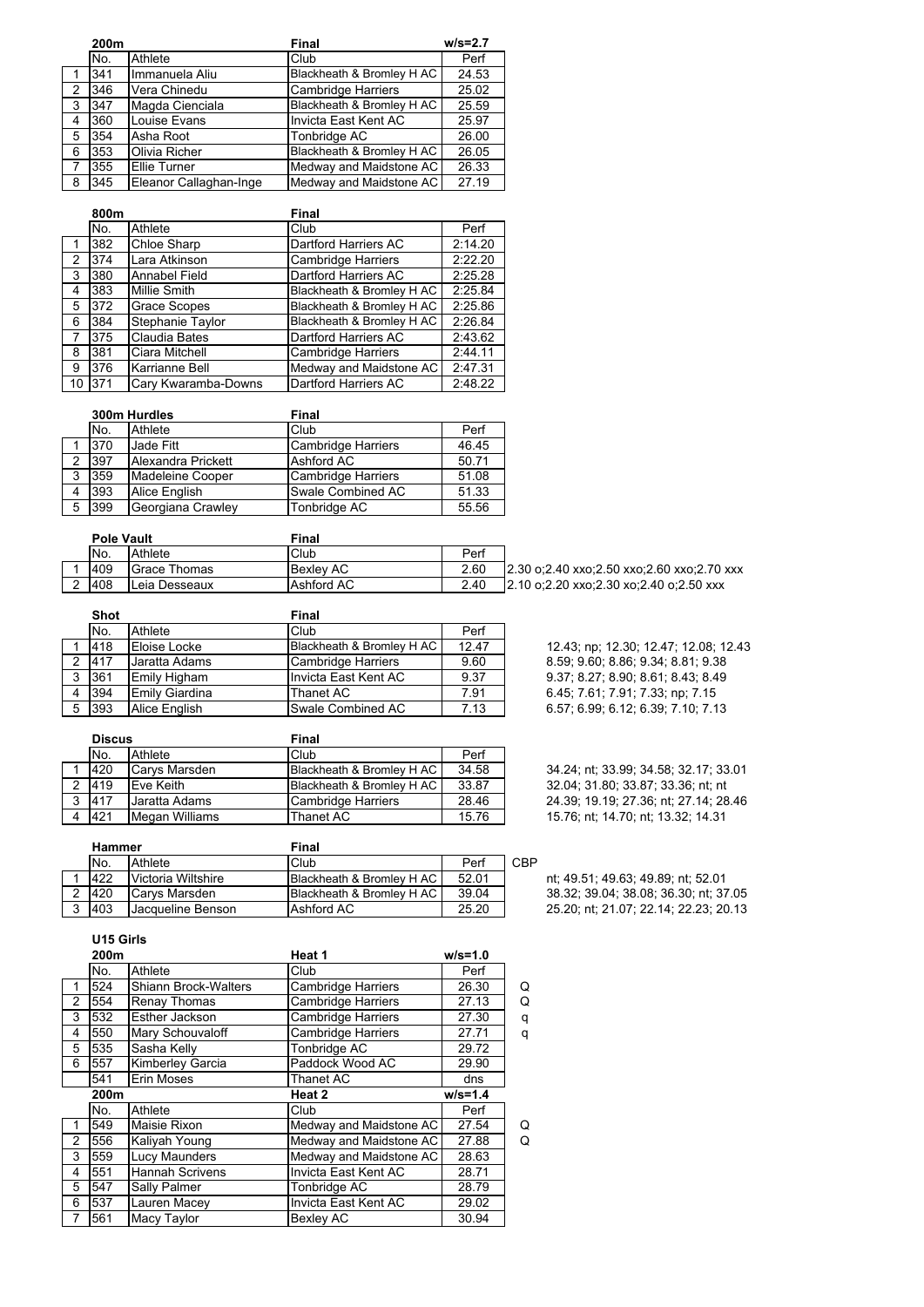### 200m — Final — w/s=2.7

| | No. | Athlete | Club | Perf |
|---|---|---|---|---|
| 1 | 341 | Immanuela Aliu | Blackheath & Bromley H AC | 24.53 |
| 2 | 346 | Vera Chinedu | Cambridge Harriers | 25.02 |
| 3 | 347 | Magda Cienciala | Blackheath & Bromley H AC | 25.59 |
| 4 | 360 | Louise Evans | Invicta East Kent AC | 25.97 |
| 5 | 354 | Asha Root | Tonbridge AC | 26.00 |
| 6 | 353 | Olivia Richer | Blackheath & Bromley H AC | 26.05 |
| 7 | 355 | Ellie Turner | Medway and Maidstone AC | 26.33 |
| 8 | 345 | Eleanor Callaghan-Inge | Medway and Maidstone AC | 27.19 |

### 800m — Final

| | No. | Athlete | Club | Perf |
|---|---|---|---|---|
| 1 | 382 | Chloe Sharp | Dartford Harriers AC | 2:14.20 |
| 2 | 374 | Lara Atkinson | Cambridge Harriers | 2:22.20 |
| 3 | 380 | Annabel Field | Dartford Harriers AC | 2:25.28 |
| 4 | 383 | Millie Smith | Blackheath & Bromley H AC | 2:25.84 |
| 5 | 372 | Grace Scopes | Blackheath & Bromley H AC | 2:25.86 |
| 6 | 384 | Stephanie Taylor | Blackheath & Bromley H AC | 2:26.84 |
| 7 | 375 | Claudia Bates | Dartford Harriers AC | 2:43.62 |
| 8 | 381 | Ciara Mitchell | Cambridge Harriers | 2:44.11 |
| 9 | 376 | Karrianne Bell | Medway and Maidstone AC | 2:47.31 |
| 10 | 371 | Cary Kwaramba-Downs | Dartford Harriers AC | 2:48.22 |

### 300m Hurdles — Final

| | No. | Athlete | Club | Perf |
|---|---|---|---|---|
| 1 | 370 | Jade Fitt | Cambridge Harriers | 46.45 |
| 2 | 397 | Alexandra Prickett | Ashford AC | 50.71 |
| 3 | 359 | Madeleine Cooper | Cambridge Harriers | 51.08 |
| 4 | 393 | Alice English | Swale Combined AC | 51.33 |
| 5 | 399 | Georgiana Crawley | Tonbridge AC | 55.56 |

### Pole Vault — Final

| | No. | Athlete | Club | Perf | |
|---|---|---|---|---|---|
| 1 | 409 | Grace Thomas | Bexley AC | 2.60 | 2.30 o;2.40 xxo;2.50 xxo;2.60 xxo;2.70 xxx |
| 2 | 408 | Leia Desseaux | Ashford AC | 2.40 | 2.10 o;2.20 xxo;2.30 xo;2.40 o;2.50 xxx |

### Shot — Final

| | No. | Athlete | Club | Perf | |
|---|---|---|---|---|---|
| 1 | 418 | Eloise Locke | Blackheath & Bromley H AC | 12.47 | 12.43; np; 12.30; 12.47; 12.08; 12.43 |
| 2 | 417 | Jaratta Adams | Cambridge Harriers | 9.60 | 8.59; 9.60; 8.86; 9.34; 8.81; 9.38 |
| 3 | 361 | Emily Higham | Invicta East Kent AC | 9.37 | 9.37; 8.27; 8.90; 8.61; 8.43; 8.49 |
| 4 | 394 | Emily Giardina | Thanet AC | 7.91 | 6.45; 7.61; 7.91; 7.33; np; 7.15 |
| 5 | 393 | Alice English | Swale Combined AC | 7.13 | 6.57; 6.99; 6.12; 6.39; 7.10; 7.13 |

### Discus — Final

| | No. | Athlete | Club | Perf | |
|---|---|---|---|---|---|
| 1 | 420 | Carys Marsden | Blackheath & Bromley H AC | 34.58 | 34.24; nt; 33.99; 34.58; 32.17; 33.01 |
| 2 | 419 | Eve Keith | Blackheath & Bromley H AC | 33.87 | 32.04; 31.80; 33.87; 33.36; nt; nt |
| 3 | 417 | Jaratta Adams | Cambridge Harriers | 28.46 | 24.39; 19.19; 27.36; nt; 27.14; 28.46 |
| 4 | 421 | Megan Williams | Thanet AC | 15.76 | 15.76; nt; 14.70; nt; 13.32; 14.31 |

### Hammer — Final

| | No. | Athlete | Club | Perf | |
|---|---|---|---|---|---|
| 1 | 422 | Victoria Wiltshire | Blackheath & Bromley H AC | 52.01 | CBP nt; 49.51; 49.63; 49.89; nt; 52.01 |
| 2 | 420 | Carys Marsden | Blackheath & Bromley H AC | 39.04 | 38.32; 39.04; 38.08; 36.30; nt; 37.05 |
| 3 | 403 | Jacqueline Benson | Ashford AC | 25.20 | 25.20; nt; 21.07; 22.14; 22.23; 20.13 |

## U15 Girls

### 200m — Heat 1 — w/s=1.0

| | No. | Athlete | Club | Perf | |
|---|---|---|---|---|---|
| 1 | 524 | Shiann Brock-Walters | Cambridge Harriers | 26.30 | Q |
| 2 | 554 | Renay Thomas | Cambridge Harriers | 27.13 | Q |
| 3 | 532 | Esther Jackson | Cambridge Harriers | 27.30 | q |
| 4 | 550 | Mary Schouvaloff | Cambridge Harriers | 27.71 | q |
| 5 | 535 | Sasha Kelly | Tonbridge AC | 29.72 | |
| 6 | 557 | Kimberley Garcia | Paddock Wood AC | 29.90 | |
| | 541 | Erin Moses | Thanet AC | dns | |

### 200m — Heat 2 — w/s=1.4

| | No. | Athlete | Club | Perf | |
|---|---|---|---|---|---|
| 1 | 549 | Maisie Rixon | Medway and Maidstone AC | 27.54 | Q |
| 2 | 556 | Kaliyah Young | Medway and Maidstone AC | 27.88 | Q |
| 3 | 559 | Lucy Maunders | Medway and Maidstone AC | 28.63 | |
| 4 | 551 | Hannah Scrivens | Invicta East Kent AC | 28.71 | |
| 5 | 547 | Sally Palmer | Tonbridge AC | 28.79 | |
| 6 | 537 | Lauren Macey | Invicta East Kent AC | 29.02 | |
| 7 | 561 | Macy Taylor | Bexley AC | 30.94 | |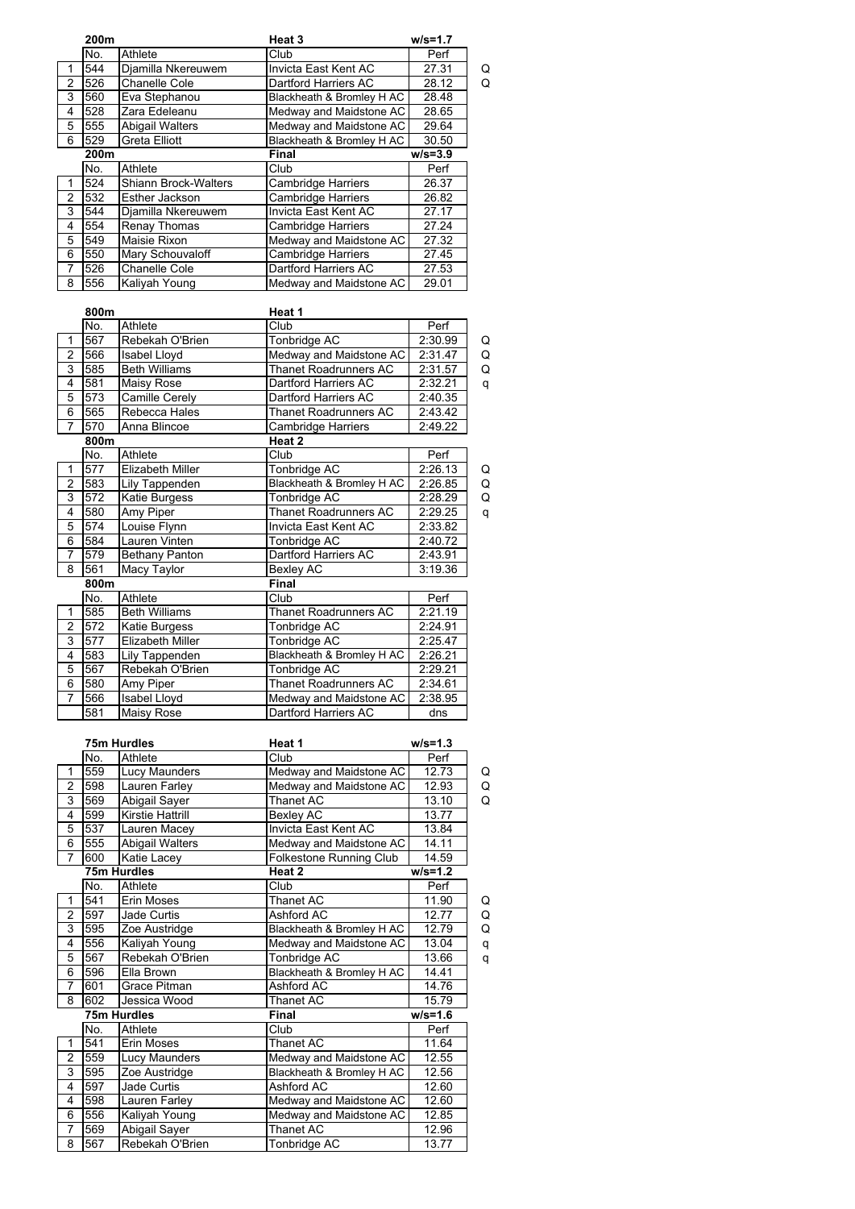| | 200m | | Heat 3 | w/s=1.7 | |
|---|---|---|---|---|---|
| | No. | Athlete | Club | Perf | |
| 1 | 544 | Djamilla Nkereuwem | Invicta East Kent AC | 27.31 | Q |
| 2 | 526 | Chanelle Cole | Dartford Harriers AC | 28.12 | Q |
| 3 | 560 | Eva Stephanou | Blackheath & Bromley H AC | 28.48 | |
| 4 | 528 | Zara Edeleanu | Medway and Maidstone AC | 28.65 | |
| 5 | 555 | Abigail Walters | Medway and Maidstone AC | 29.64 | |
| 6 | 529 | Greta Elliott | Blackheath & Bromley H AC | 30.50 | |

| | 200m | | Final | w/s=3.9 |
|---|---|---|---|---|
| | No. | Athlete | Club | Perf |
| 1 | 524 | Shiann Brock-Walters | Cambridge Harriers | 26.37 |
| 2 | 532 | Esther Jackson | Cambridge Harriers | 26.82 |
| 3 | 544 | Djamilla Nkereuwem | Invicta East Kent AC | 27.17 |
| 4 | 554 | Renay Thomas | Cambridge Harriers | 27.24 |
| 5 | 549 | Maisie Rixon | Medway and Maidstone AC | 27.32 |
| 6 | 550 | Mary Schouvaloff | Cambridge Harriers | 27.45 |
| 7 | 526 | Chanelle Cole | Dartford Harriers AC | 27.53 |
| 8 | 556 | Kaliyah Young | Medway and Maidstone AC | 29.01 |

| | 800m | | Heat 1 | | |
|---|---|---|---|---|---|
| | No. | Athlete | Club | Perf | |
| 1 | 567 | Rebekah O'Brien | Tonbridge AC | 2:30.99 | Q |
| 2 | 566 | Isabel Lloyd | Medway and Maidstone AC | 2:31.47 | Q |
| 3 | 585 | Beth Williams | Thanet Roadrunners AC | 2:31.57 | Q |
| 4 | 581 | Maisy Rose | Dartford Harriers AC | 2:32.21 | q |
| 5 | 573 | Camille Cerely | Dartford Harriers AC | 2:40.35 | |
| 6 | 565 | Rebecca Hales | Thanet Roadrunners AC | 2:43.42 | |
| 7 | 570 | Anna Blincoe | Cambridge Harriers | 2:49.22 | |

| | 800m | | Heat 2 | | |
|---|---|---|---|---|---|
| | No. | Athlete | Club | Perf | |
| 1 | 577 | Elizabeth Miller | Tonbridge AC | 2:26.13 | Q |
| 2 | 583 | Lily Tappenden | Blackheath & Bromley H AC | 2:26.85 | Q |
| 3 | 572 | Katie Burgess | Tonbridge AC | 2:28.29 | Q |
| 4 | 580 | Amy Piper | Thanet Roadrunners AC | 2:29.25 | q |
| 5 | 574 | Louise Flynn | Invicta East Kent AC | 2:33.82 | |
| 6 | 584 | Lauren Vinten | Tonbridge AC | 2:40.72 | |
| 7 | 579 | Bethany Panton | Dartford Harriers AC | 2:43.91 | |
| 8 | 561 | Macy Taylor | Bexley AC | 3:19.36 | |

| | 800m | | Final | |
|---|---|---|---|---|
| | No. | Athlete | Club | Perf |
| 1 | 585 | Beth Williams | Thanet Roadrunners AC | 2:21.19 |
| 2 | 572 | Katie Burgess | Tonbridge AC | 2:24.91 |
| 3 | 577 | Elizabeth Miller | Tonbridge AC | 2:25.47 |
| 4 | 583 | Lily Tappenden | Blackheath & Bromley H AC | 2:26.21 |
| 5 | 567 | Rebekah O'Brien | Tonbridge AC | 2:29.21 |
| 6 | 580 | Amy Piper | Thanet Roadrunners AC | 2:34.61 |
| 7 | 566 | Isabel Lloyd | Medway and Maidstone AC | 2:38.95 |
| | 581 | Maisy Rose | Dartford Harriers AC | dns |

| | 75m Hurdles | | Heat 1 | w/s=1.3 | |
|---|---|---|---|---|---|
| | No. | Athlete | Club | Perf | |
| 1 | 559 | Lucy Maunders | Medway and Maidstone AC | 12.73 | Q |
| 2 | 598 | Lauren Farley | Medway and Maidstone AC | 12.93 | Q |
| 3 | 569 | Abigail Sayer | Thanet AC | 13.10 | Q |
| 4 | 599 | Kirstie Hattrill | Bexley AC | 13.77 | |
| 5 | 537 | Lauren Macey | Invicta East Kent AC | 13.84 | |
| 6 | 555 | Abigail Walters | Medway and Maidstone AC | 14.11 | |
| 7 | 600 | Katie Lacey | Folkestone Running Club | 14.59 | |

| | 75m Hurdles | | Heat 2 | w/s=1.2 | |
|---|---|---|---|---|---|
| | No. | Athlete | Club | Perf | |
| 1 | 541 | Erin Moses | Thanet AC | 11.90 | Q |
| 2 | 597 | Jade Curtis | Ashford AC | 12.77 | Q |
| 3 | 595 | Zoe Austridge | Blackheath & Bromley H AC | 12.79 | Q |
| 4 | 556 | Kaliyah Young | Medway and Maidstone AC | 13.04 | q |
| 5 | 567 | Rebekah O'Brien | Tonbridge AC | 13.66 | q |
| 6 | 596 | Ella Brown | Blackheath & Bromley H AC | 14.41 | |
| 7 | 601 | Grace Pitman | Ashford AC | 14.76 | |
| 8 | 602 | Jessica Wood | Thanet AC | 15.79 | |

| | 75m Hurdles | | Final | w/s=1.6 |
|---|---|---|---|---|
| | No. | Athlete | Club | Perf |
| 1 | 541 | Erin Moses | Thanet AC | 11.64 |
| 2 | 559 | Lucy Maunders | Medway and Maidstone AC | 12.55 |
| 3 | 595 | Zoe Austridge | Blackheath & Bromley H AC | 12.56 |
| 4 | 597 | Jade Curtis | Ashford AC | 12.60 |
| 4 | 598 | Lauren Farley | Medway and Maidstone AC | 12.60 |
| 6 | 556 | Kaliyah Young | Medway and Maidstone AC | 12.85 |
| 7 | 569 | Abigail Sayer | Thanet AC | 12.96 |
| 8 | 567 | Rebekah O'Brien | Tonbridge AC | 13.77 |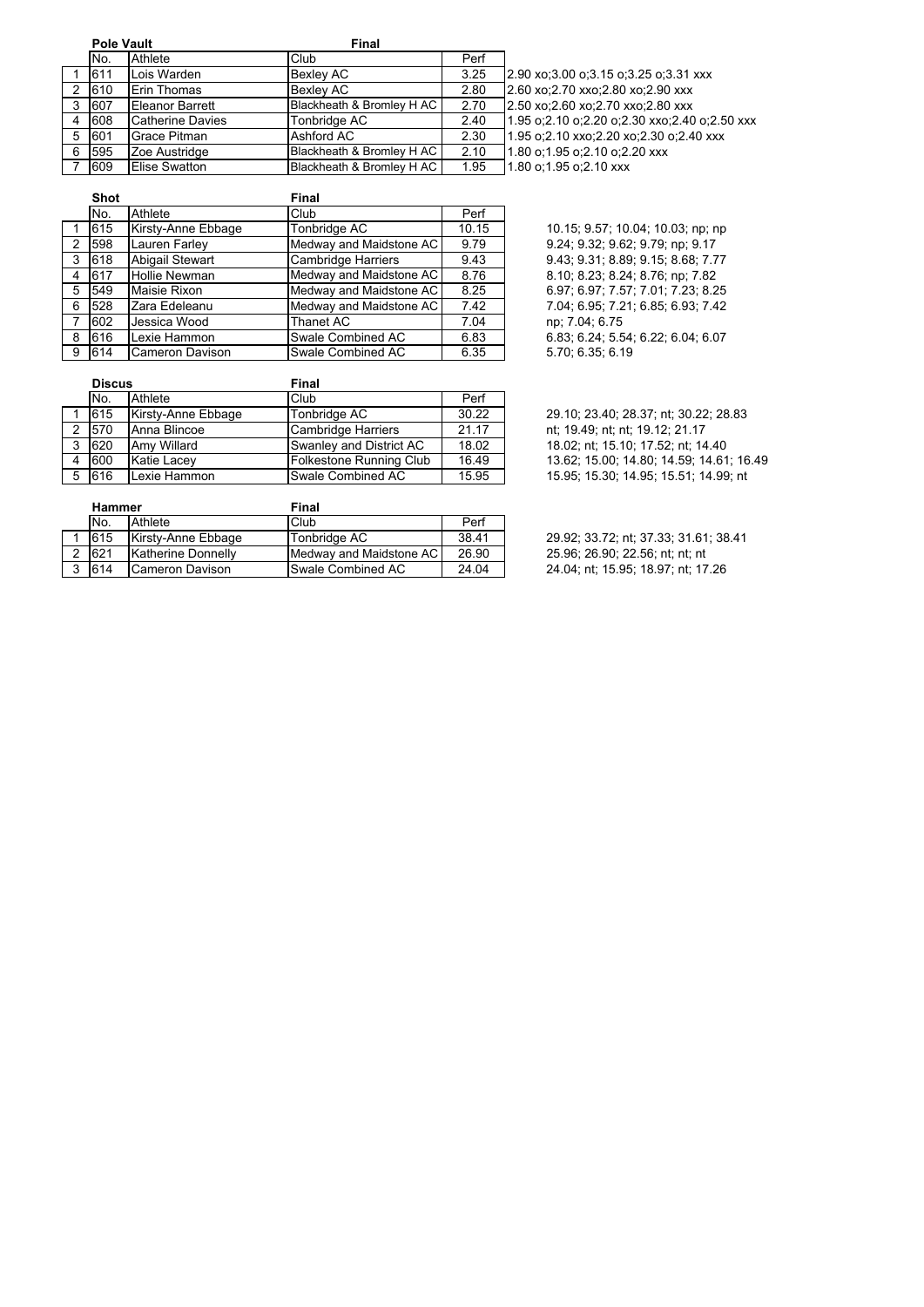## Pole Vault — Final

| | No. | Athlete | Club | Perf | |
|---|---|---|---|---|---|
| 1 | 611 | Lois Warden | Bexley AC | 3.25 | 2.90 xo;3.00 o;3.15 o;3.25 o;3.31 xxx |
| 2 | 610 | Erin Thomas | Bexley AC | 2.80 | 2.60 xo;2.70 xxo;2.80 xo;2.90 xxx |
| 3 | 607 | Eleanor Barrett | Blackheath & Bromley H AC | 2.70 | 2.50 xo;2.60 xo;2.70 xxo;2.80 xxx |
| 4 | 608 | Catherine Davies | Tonbridge AC | 2.40 | 1.95 o;2.10 o;2.20 o;2.30 xxo;2.40 o;2.50 xxx |
| 5 | 601 | Grace Pitman | Ashford AC | 2.30 | 1.95 o;2.10 xxo;2.20 xo;2.30 o;2.40 xxx |
| 6 | 595 | Zoe Austridge | Blackheath & Bromley H AC | 2.10 | 1.80 o;1.95 o;2.10 o;2.20 xxx |
| 7 | 609 | Elise Swatton | Blackheath & Bromley H AC | 1.95 | 1.80 o;1.95 o;2.10 xxx |

## Shot — Final

| | No. | Athlete | Club | Perf | |
|---|---|---|---|---|---|
| 1 | 615 | Kirsty-Anne Ebbage | Tonbridge AC | 10.15 | 10.15; 9.57; 10.04; 10.03; np; np |
| 2 | 598 | Lauren Farley | Medway and Maidstone AC | 9.79 | 9.24; 9.32; 9.62; 9.79; np; 9.17 |
| 3 | 618 | Abigail Stewart | Cambridge Harriers | 9.43 | 9.43; 9.31; 8.89; 9.15; 8.68; 7.77 |
| 4 | 617 | Hollie Newman | Medway and Maidstone AC | 8.76 | 8.10; 8.23; 8.24; 8.76; np; 7.82 |
| 5 | 549 | Maisie Rixon | Medway and Maidstone AC | 8.25 | 6.97; 6.97; 7.57; 7.01; 7.23; 8.25 |
| 6 | 528 | Zara Edeleanu | Medway and Maidstone AC | 7.42 | 7.04; 6.95; 7.21; 6.85; 6.93; 7.42 |
| 7 | 602 | Jessica Wood | Thanet AC | 7.04 | np; 7.04; 6.75 |
| 8 | 616 | Lexie Hammon | Swale Combined AC | 6.83 | 6.83; 6.24; 5.54; 6.22; 6.04; 6.07 |
| 9 | 614 | Cameron Davison | Swale Combined AC | 6.35 | 5.70; 6.35; 6.19 |

## Discus — Final

| | No. | Athlete | Club | Perf | |
|---|---|---|---|---|---|
| 1 | 615 | Kirsty-Anne Ebbage | Tonbridge AC | 30.22 | 29.10; 23.40; 28.37; nt; 30.22; 28.83 |
| 2 | 570 | Anna Blincoe | Cambridge Harriers | 21.17 | nt; 19.49; nt; nt; 19.12; 21.17 |
| 3 | 620 | Amy Willard | Swanley and District AC | 18.02 | 18.02; nt; 15.10; 17.52; nt; 14.40 |
| 4 | 600 | Katie Lacey | Folkestone Running Club | 16.49 | 13.62; 15.00; 14.80; 14.59; 14.61; 16.49 |
| 5 | 616 | Lexie Hammon | Swale Combined AC | 15.95 | 15.95; 15.30; 14.95; 15.51; 14.99; nt |

## Hammer — Final

| | No. | Athlete | Club | Perf | |
|---|---|---|---|---|---|
| 1 | 615 | Kirsty-Anne Ebbage | Tonbridge AC | 38.41 | 29.92; 33.72; nt; 37.33; 31.61; 38.41 |
| 2 | 621 | Katherine Donnelly | Medway and Maidstone AC | 26.90 | 25.96; 26.90; 22.56; nt; nt; nt |
| 3 | 614 | Cameron Davison | Swale Combined AC | 24.04 | 24.04; nt; 15.95; 18.97; nt; 17.26 |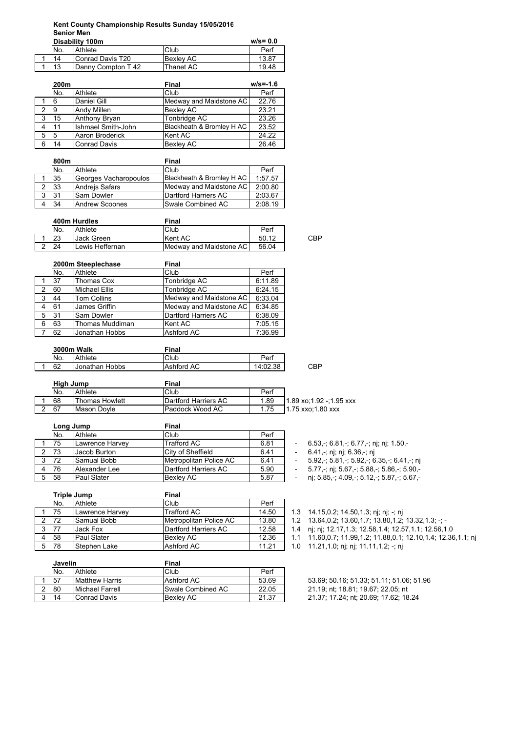**Kent County Championship Results Sunday 15/05/2016**

**Senior Men**

**Disability 100m** w/s= 0.0

| | No. | Athlete | Club | Perf |
|---|---|---|---|---|
| 1 | 14 | Conrad Davis T20 | Bexley AC | 13.87 |
| 1 | 13 | Danny Compton T 42 | Thanet AC | 19.48 |

**200m** **Final** w/s=-1.6

| | No. | Athlete | Club | Perf |
|---|---|---|---|---|
| 1 | 6 | Daniel Gill | Medway and Maidstone AC | 22.76 |
| 2 | 9 | Andy Millen | Bexley AC | 23.21 |
| 3 | 15 | Anthony Bryan | Tonbridge AC | 23.26 |
| 4 | 11 | Ishmael Smith-John | Blackheath & Bromley H AC | 23.52 |
| 5 | 5 | Aaron Broderick | Kent AC | 24.22 |
| 6 | 14 | Conrad Davis | Bexley AC | 26.46 |

**800m** **Final**

| | No. | Athlete | Club | Perf |
|---|---|---|---|---|
| 1 | 35 | Georges Vacharopoulos | Blackheath & Bromley H AC | 1:57.57 |
| 2 | 33 | Andrejs Safars | Medway and Maidstone AC | 2:00.80 |
| 3 | 31 | Sam Dowler | Dartford Harriers AC | 2:03.67 |
| 4 | 34 | Andrew Scoones | Swale Combined AC | 2:08.19 |

**400m Hurdles** **Final**

| | No. | Athlete | Club | Perf | |
|---|---|---|---|---|---|
| 1 | 23 | Jack Green | Kent AC | 50.12 | CBP |
| 2 | 24 | Lewis Heffernan | Medway and Maidstone AC | 56.04 | |

**2000m Steeplechase** **Final**

| | No. | Athlete | Club | Perf |
|---|---|---|---|---|
| 1 | 37 | Thomas Cox | Tonbridge AC | 6:11.89 |
| 2 | 60 | Michael Ellis | Tonbridge AC | 6:24.15 |
| 3 | 44 | Tom Collins | Medway and Maidstone AC | 6:33.04 |
| 4 | 61 | James Griffin | Medway and Maidstone AC | 6:34.85 |
| 5 | 31 | Sam Dowler | Dartford Harriers AC | 6:38.09 |
| 6 | 63 | Thomas Muddiman | Kent AC | 7:05.15 |
| 7 | 62 | Jonathan Hobbs | Ashford AC | 7:36.99 |

**3000m Walk** **Final**

| | No. | Athlete | Club | Perf | |
|---|---|---|---|---|---|
| 1 | 62 | Jonathan Hobbs | Ashford AC | 14:02.38 | CBP |

**High Jump** **Final**

| | No. | Athlete | Club | Perf | |
|---|---|---|---|---|---|
| 1 | 68 | Thomas Howlett | Dartford Harriers AC | 1.89 | 1.89 xo;1.92 -;1.95 xxx |
| 2 | 67 | Mason Doyle | Paddock Wood AC | 1.75 | 1.75 xxo;1.80 xxx |

**Long Jump** **Final**

| | No. | Athlete | Club | Perf | | |
|---|---|---|---|---|---|---|
| 1 | 75 | Lawrence Harvey | Trafford AC | 6.81 | - | 6.53,-; 6.81,-; 6.77,-; nj; nj; 1.50,- |
| 2 | 73 | Jacob Burton | City of Sheffield | 6.41 | - | 6.41,-; nj; nj; 6.36,-; nj |
| 3 | 72 | Samual Bobb | Metropolitan Police AC | 6.41 | - | 5.92,-; 5.81,-; 5.92,-; 6.35,-; 6.41,-; nj |
| 4 | 76 | Alexander Lee | Dartford Harriers AC | 5.90 | - | 5.77,-; nj; 5.67,-; 5.88,-; 5.86,-; 5.90,- |
| 5 | 58 | Paul Slater | Bexley AC | 5.87 | - | nj; 5.85,-; 4.09,-; 5.12,-; 5.87,-; 5.67,- |

**Triple Jump** **Final**

| | No. | Athlete | Club | Perf | | |
|---|---|---|---|---|---|---|
| 1 | 75 | Lawrence Harvey | Trafford AC | 14.50 | 1.3 | 14.15,0.2; 14.50,1.3; nj; nj; -; nj |
| 2 | 72 | Samual Bobb | Metropolitan Police AC | 13.80 | 1.2 | 13.64,0.2; 13.60,1.7; 13.80,1.2; 13.32,1.3; -; - |
| 3 | 77 | Jack Fox | Dartford Harriers AC | 12.58 | 1.4 | nj; nj; 12.17,1.3; 12.58,1.4; 12.57,1.1; 12.56,1.0 |
| 4 | 58 | Paul Slater | Bexley AC | 12.36 | 1.1 | 11.60,0.7; 11.99,1.2; 11.88,0.1; 12.10,1.4; 12.36,1.1; nj |
| 5 | 78 | Stephen Lake | Ashford AC | 11.21 | 1.0 | 11.21,1.0; nj; nj; 11.11,1.2; -; nj |

**Javelin** **Final**

| | No. | Athlete | Club | Perf | |
|---|---|---|---|---|---|
| 1 | 57 | Matthew Harris | Ashford AC | 53.69 | 53.69; 50.16; 51.33; 51.11; 51.06; 51.96 |
| 2 | 80 | Michael Farrell | Swale Combined AC | 22.05 | 21.19; nt; 18.81; 19.67; 22.05; nt |
| 3 | 14 | Conrad Davis | Bexley AC | 21.37 | 21.37; 17.24; nt; 20.69; 17.62; 18.24 |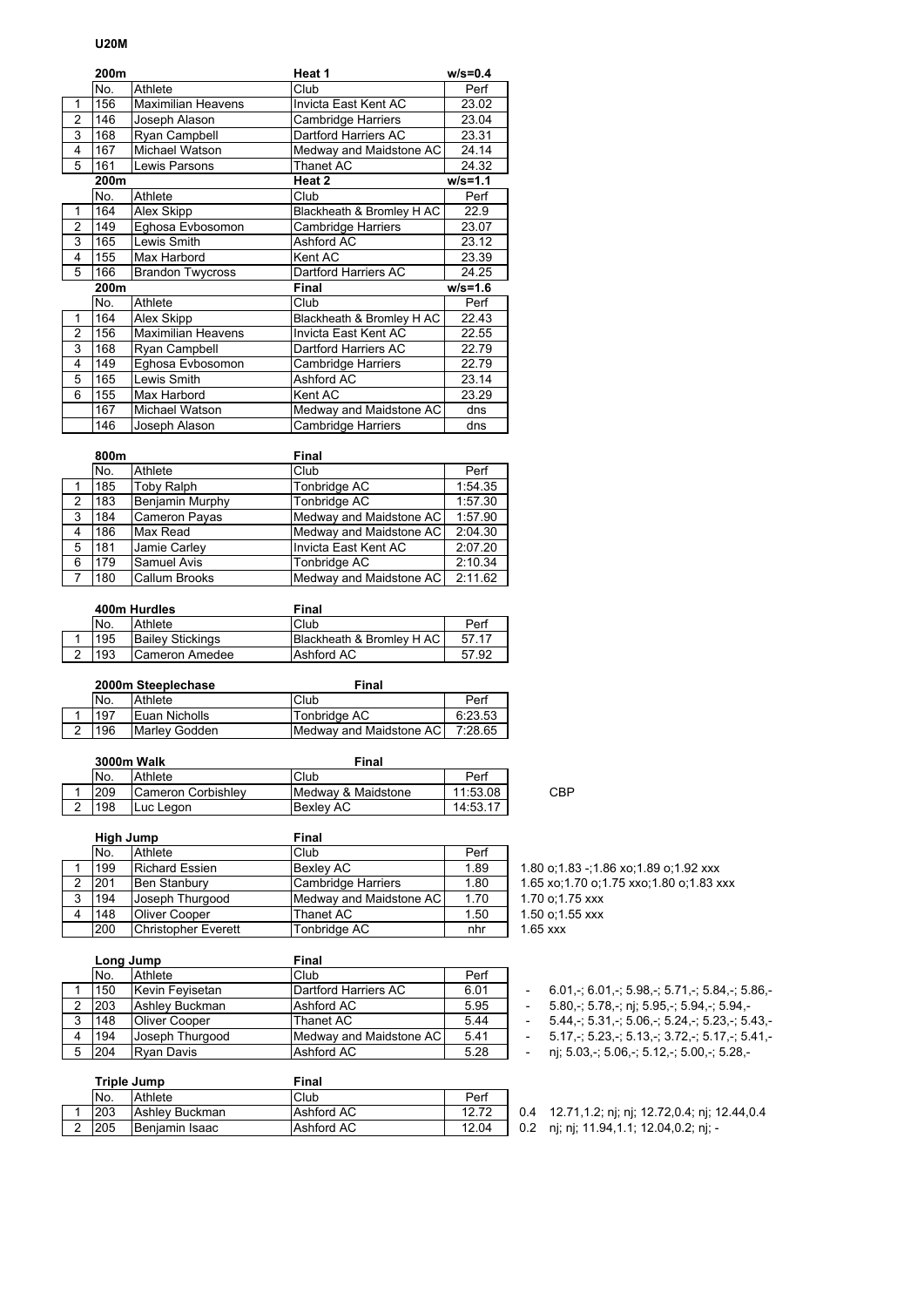**U20M**

| | 200m | | Heat 1 | w/s=0.4 |
|---|---|---|---|---|
| | No. | Athlete | Club | Perf |
| 1 | 156 | Maximilian Heavens | Invicta East Kent AC | 23.02 |
| 2 | 146 | Joseph Alason | Cambridge Harriers | 23.04 |
| 3 | 168 | Ryan Campbell | Dartford Harriers AC | 23.31 |
| 4 | 167 | Michael Watson | Medway and Maidstone AC | 24.14 |
| 5 | 161 | Lewis Parsons | Thanet AC | 24.32 |

| | 200m | | Heat 2 | w/s=1.1 |
|---|---|---|---|---|
| | No. | Athlete | Club | Perf |
| 1 | 164 | Alex Skipp | Blackheath & Bromley H AC | 22.9 |
| 2 | 149 | Eghosa Evbosomon | Cambridge Harriers | 23.07 |
| 3 | 165 | Lewis Smith | Ashford AC | 23.12 |
| 4 | 155 | Max Harbord | Kent AC | 23.39 |
| 5 | 166 | Brandon Twycross | Dartford Harriers AC | 24.25 |

| | 200m | | Final | w/s=1.6 |
|---|---|---|---|---|
| | No. | Athlete | Club | Perf |
| 1 | 164 | Alex Skipp | Blackheath & Bromley H AC | 22.43 |
| 2 | 156 | Maximilian Heavens | Invicta East Kent AC | 22.55 |
| 3 | 168 | Ryan Campbell | Dartford Harriers AC | 22.79 |
| 4 | 149 | Eghosa Evbosomon | Cambridge Harriers | 22.79 |
| 5 | 165 | Lewis Smith | Ashford AC | 23.14 |
| 6 | 155 | Max Harbord | Kent AC | 23.29 |
| | 167 | Michael Watson | Medway and Maidstone AC | dns |
| | 146 | Joseph Alason | Cambridge Harriers | dns |

| | 800m | | Final | |
|---|---|---|---|---|
| | No. | Athlete | Club | Perf |
| 1 | 185 | Toby Ralph | Tonbridge AC | 1:54.35 |
| 2 | 183 | Benjamin Murphy | Tonbridge AC | 1:57.30 |
| 3 | 184 | Cameron Payas | Medway and Maidstone AC | 1:57.90 |
| 4 | 186 | Max Read | Medway and Maidstone AC | 2:04.30 |
| 5 | 181 | Jamie Carley | Invicta East Kent AC | 2:07.20 |
| 6 | 179 | Samuel Avis | Tonbridge AC | 2:10.34 |
| 7 | 180 | Callum Brooks | Medway and Maidstone AC | 2:11.62 |

| | 400m Hurdles | | Final | |
|---|---|---|---|---|
| | No. | Athlete | Club | Perf |
| 1 | 195 | Bailey Stickings | Blackheath & Bromley H AC | 57.17 |
| 2 | 193 | Cameron Amedee | Ashford AC | 57.92 |

| | 2000m Steeplechase | | Final | |
|---|---|---|---|---|
| | No. | Athlete | Club | Perf |
| 1 | 197 | Euan Nicholls | Tonbridge AC | 6:23.53 |
| 2 | 196 | Marley Godden | Medway and Maidstone AC | 7:28.65 |

| | 3000m Walk | | Final | | |
|---|---|---|---|---|---|
| | No. | Athlete | Club | Perf | |
| 1 | 209 | Cameron Corbishley | Medway & Maidstone | 11:53.08 | CBP |
| 2 | 198 | Luc Legon | Bexley AC | 14:53.17 | |

| | High Jump | | Final | | |
|---|---|---|---|---|---|
| | No. | Athlete | Club | Perf | |
| 1 | 199 | Richard Essien | Bexley AC | 1.89 | 1.80 o;1.83 -;1.86 xo;1.89 o;1.92 xxx |
| 2 | 201 | Ben Stanbury | Cambridge Harriers | 1.80 | 1.65 xo;1.70 o;1.75 xxo;1.80 o;1.83 xxx |
| 3 | 194 | Joseph Thurgood | Medway and Maidstone AC | 1.70 | 1.70 o;1.75 xxx |
| 4 | 148 | Oliver Cooper | Thanet AC | 1.50 | 1.50 o;1.55 xxx |
| | 200 | Christopher Everett | Tonbridge AC | nhr | 1.65 xxx |

| | Long Jump | | Final | | | |
|---|---|---|---|---|---|---|
| | No. | Athlete | Club | Perf | | |
| 1 | 150 | Kevin Feyisetan | Dartford Harriers AC | 6.01 | - | 6.01,-; 6.01,-; 5.98,-; 5.71,-; 5.84,-; 5.86,- |
| 2 | 203 | Ashley Buckman | Ashford AC | 5.95 | - | 5.80,-; 5.78,-; nj; 5.95,-; 5.94,-; 5.94,- |
| 3 | 148 | Oliver Cooper | Thanet AC | 5.44 | - | 5.44,-; 5.31,-; 5.06,-; 5.24,-; 5.23,-; 5.43,- |
| 4 | 194 | Joseph Thurgood | Medway and Maidstone AC | 5.41 | - | 5.17,-; 5.23,-; 5.13,-; 3.72,-; 5.17,-; 5.41,- |
| 5 | 204 | Ryan Davis | Ashford AC | 5.28 | - | nj; 5.03,-; 5.06,-; 5.12,-; 5.00,-; 5.28,- |

| | Triple Jump | | Final | | | |
|---|---|---|---|---|---|---|
| | No. | Athlete | Club | Perf | | |
| 1 | 203 | Ashley Buckman | Ashford AC | 12.72 | 0.4 | 12.71,1.2; nj; nj; 12.72,0.4; nj; 12.44,0.4 |
| 2 | 205 | Benjamin Isaac | Ashford AC | 12.04 | 0.2 | nj; nj; 11.94,1.1; 12.04,0.2; nj; - |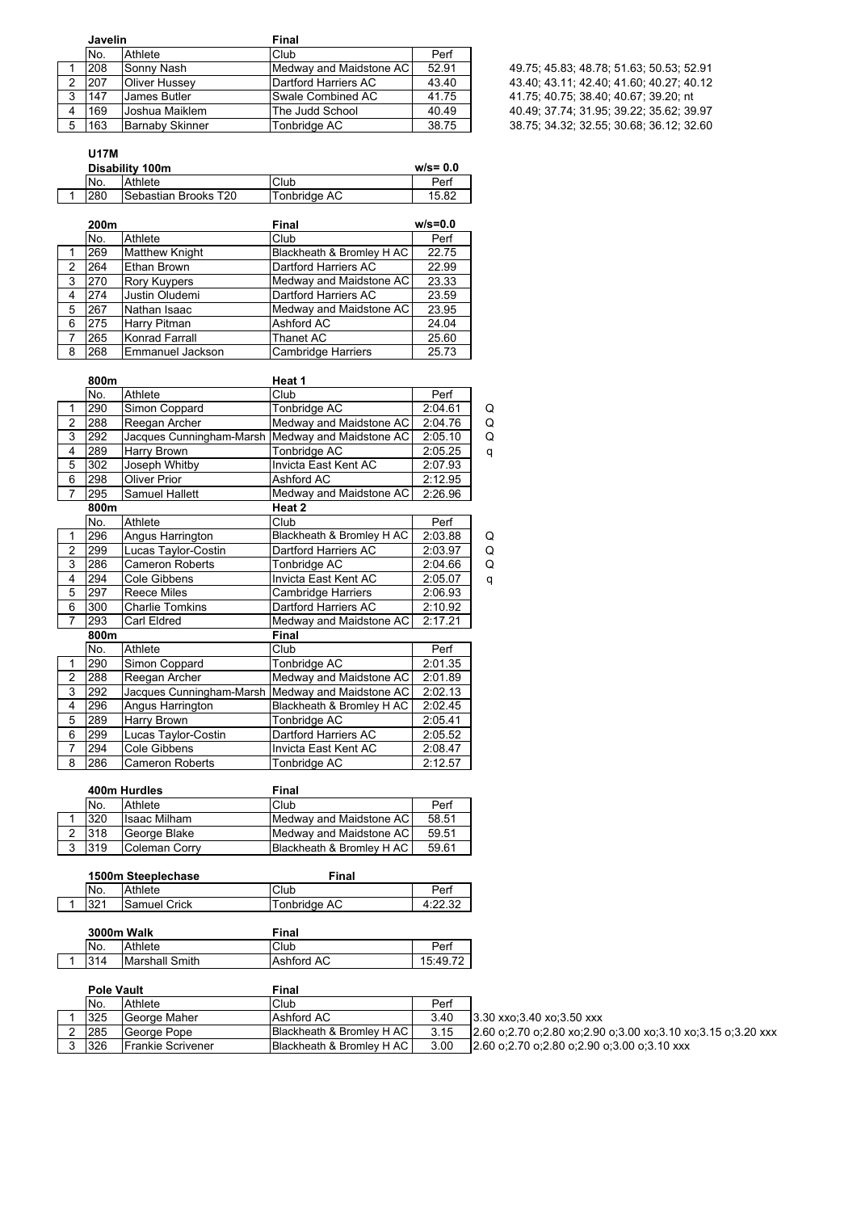### Javelin

| | No. | Athlete | Club | Perf | |
|---|---|---|---|---|---|
| | | | **Final** | | |
| 1 | 208 | Sonny Nash | Medway and Maidstone AC | 52.91 | 49.75; 45.83; 48.78; 51.63; 50.53; 52.91 |
| 2 | 207 | Oliver Hussey | Dartford Harriers AC | 43.40 | 43.40; 43.11; 42.40; 41.60; 40.27; 40.12 |
| 3 | 147 | James Butler | Swale Combined AC | 41.75 | 41.75; 40.75; 38.40; 40.67; 39.20; nt |
| 4 | 169 | Joshua Maiklem | The Judd School | 40.49 | 40.49; 37.74; 31.95; 39.22; 35.62; 39.97 |
| 5 | 163 | Barnaby Skinner | Tonbridge AC | 38.75 | 38.75; 34.32; 32.55; 30.68; 36.12; 32.60 |

## U17M

### Disability 100m

w/s= 0.0

| | No. | Athlete | Club | Perf |
|---|---|---|---|---|
| 1 | 280 | Sebastian Brooks T20 | Tonbridge AC | 15.82 |

### 200m

Final — w/s=0.0

| | No. | Athlete | Club | Perf |
|---|---|---|---|---|
| 1 | 269 | Matthew Knight | Blackheath & Bromley H AC | 22.75 |
| 2 | 264 | Ethan Brown | Dartford Harriers AC | 22.99 |
| 3 | 270 | Rory Kuypers | Medway and Maidstone AC | 23.33 |
| 4 | 274 | Justin Oludemi | Dartford Harriers AC | 23.59 |
| 5 | 267 | Nathan Isaac | Medway and Maidstone AC | 23.95 |
| 6 | 275 | Harry Pitman | Ashford AC | 24.04 |
| 7 | 265 | Konrad Farrall | Thanet AC | 25.60 |
| 8 | 268 | Emmanuel Jackson | Cambridge Harriers | 25.73 |

### 800m

Heat 1

| | No. | Athlete | Club | Perf | |
|---|---|---|---|---|---|
| 1 | 290 | Simon Coppard | Tonbridge AC | 2:04.61 | Q |
| 2 | 288 | Reegan Archer | Medway and Maidstone AC | 2:04.76 | Q |
| 3 | 292 | Jacques Cunningham-Marsh | Medway and Maidstone AC | 2:05.10 | Q |
| 4 | 289 | Harry Brown | Tonbridge AC | 2:05.25 | q |
| 5 | 302 | Joseph Whitby | Invicta East Kent AC | 2:07.93 | |
| 6 | 298 | Oliver Prior | Ashford AC | 2:12.95 | |
| 7 | 295 | Samuel Hallett | Medway and Maidstone AC | 2:26.96 | |

### 800m

Heat 2

| | No. | Athlete | Club | Perf | |
|---|---|---|---|---|---|
| 1 | 296 | Angus Harrington | Blackheath & Bromley H AC | 2:03.88 | Q |
| 2 | 299 | Lucas Taylor-Costin | Dartford Harriers AC | 2:03.97 | Q |
| 3 | 286 | Cameron Roberts | Tonbridge AC | 2:04.66 | Q |
| 4 | 294 | Cole Gibbens | Invicta East Kent AC | 2:05.07 | q |
| 5 | 297 | Reece Miles | Cambridge Harriers | 2:06.93 | |
| 6 | 300 | Charlie Tomkins | Dartford Harriers AC | 2:10.92 | |
| 7 | 293 | Carl Eldred | Medway and Maidstone AC | 2:17.21 | |

### 800m

Final

| | No. | Athlete | Club | Perf |
|---|---|---|---|---|
| 1 | 290 | Simon Coppard | Tonbridge AC | 2:01.35 |
| 2 | 288 | Reegan Archer | Medway and Maidstone AC | 2:01.89 |
| 3 | 292 | Jacques Cunningham-Marsh | Medway and Maidstone AC | 2:02.13 |
| 4 | 296 | Angus Harrington | Blackheath & Bromley H AC | 2:02.45 |
| 5 | 289 | Harry Brown | Tonbridge AC | 2:05.41 |
| 6 | 299 | Lucas Taylor-Costin | Dartford Harriers AC | 2:05.52 |
| 7 | 294 | Cole Gibbens | Invicta East Kent AC | 2:08.47 |
| 8 | 286 | Cameron Roberts | Tonbridge AC | 2:12.57 |

### 400m Hurdles

Final

| | No. | Athlete | Club | Perf |
|---|---|---|---|---|
| 1 | 320 | Isaac Milham | Medway and Maidstone AC | 58.51 |
| 2 | 318 | George Blake | Medway and Maidstone AC | 59.51 |
| 3 | 319 | Coleman Corry | Blackheath & Bromley H AC | 59.61 |

### 1500m Steeplechase

Final

| | No. | Athlete | Club | Perf |
|---|---|---|---|---|
| 1 | 321 | Samuel Crick | Tonbridge AC | 4:22.32 |

### 3000m Walk

Final

| | No. | Athlete | Club | Perf |
|---|---|---|---|---|
| 1 | 314 | Marshall Smith | Ashford AC | 15:49.72 |

### Pole Vault

Final

| | No. | Athlete | Club | Perf | |
|---|---|---|---|---|---|
| 1 | 325 | George Maher | Ashford AC | 3.40 | 3.30 xxo;3.40 xo;3.50 xxx |
| 2 | 285 | George Pope | Blackheath & Bromley H AC | 3.15 | 2.60 o;2.70 o;2.80 xo;2.90 o;3.00 xo;3.10 xo;3.15 o;3.20 xxx |
| 3 | 326 | Frankie Scrivener | Blackheath & Bromley H AC | 3.00 | 2.60 o;2.70 o;2.80 o;2.90 o;3.00 o;3.10 xxx |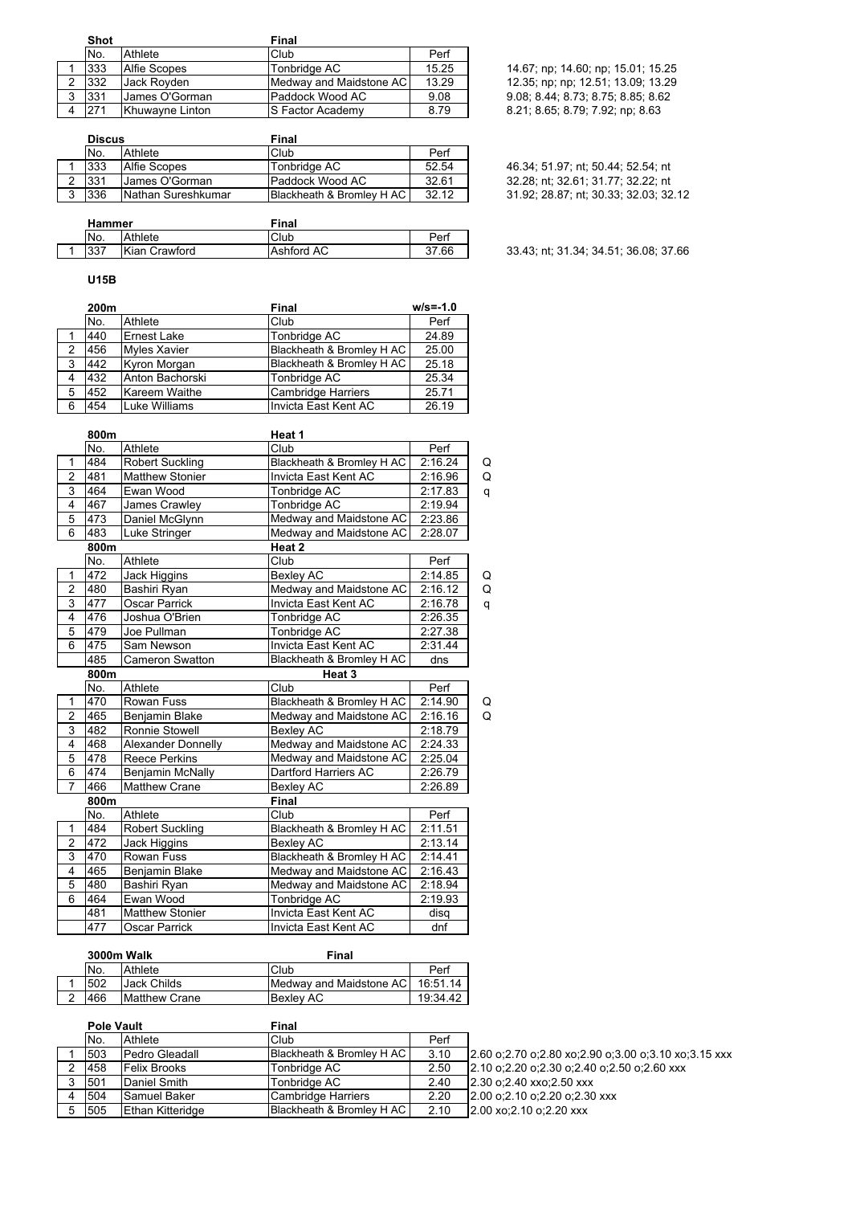| | Shot | | Final | | |
|---|---|---|---|---|---|
| | No. | Athlete | Club | Perf | |
| 1 | 333 | Alfie Scopes | Tonbridge AC | 15.25 | 14.67; np; 14.60; np; 15.01; 15.25 |
| 2 | 332 | Jack Royden | Medway and Maidstone AC | 13.29 | 12.35; np; np; 12.51; 13.09; 13.29 |
| 3 | 331 | James O'Gorman | Paddock Wood AC | 9.08 | 9.08; 8.44; 8.73; 8.75; 8.85; 8.62 |
| 4 | 271 | Khuwayne Linton | S Factor Academy | 8.79 | 8.21; 8.65; 8.79; 7.92; np; 8.63 |

| | Discus | | Final | | |
|---|---|---|---|---|---|
| | No. | Athlete | Club | Perf | |
| 1 | 333 | Alfie Scopes | Tonbridge AC | 52.54 | 46.34; 51.97; nt; 50.44; 52.54; nt |
| 2 | 331 | James O'Gorman | Paddock Wood AC | 32.61 | 32.28; nt; 32.61; 31.77; 32.22; nt |
| 3 | 336 | Nathan Sureshkumar | Blackheath & Bromley H AC | 32.12 | 31.92; 28.87; nt; 30.33; 32.03; 32.12 |

| | Hammer | | Final | | |
|---|---|---|---|---|---|
| | No. | Athlete | Club | Perf | |
| 1 | 337 | Kian Crawford | Ashford AC | 37.66 | 33.43; nt; 31.34; 34.51; 36.08; 37.66 |

**U15B**

| | 200m | | Final | w/s=-1.0 |
|---|---|---|---|---|
| | No. | Athlete | Club | Perf |
| 1 | 440 | Ernest Lake | Tonbridge AC | 24.89 |
| 2 | 456 | Myles Xavier | Blackheath & Bromley H AC | 25.00 |
| 3 | 442 | Kyron Morgan | Blackheath & Bromley H AC | 25.18 |
| 4 | 432 | Anton Bachorski | Tonbridge AC | 25.34 |
| 5 | 452 | Kareem Waithe | Cambridge Harriers | 25.71 |
| 6 | 454 | Luke Williams | Invicta East Kent AC | 26.19 |

| | 800m | | Heat 1 | | |
|---|---|---|---|---|---|
| | No. | Athlete | Club | Perf | |
| 1 | 484 | Robert Suckling | Blackheath & Bromley H AC | 2:16.24 | Q |
| 2 | 481 | Matthew Stonier | Invicta East Kent AC | 2:16.96 | Q |
| 3 | 464 | Ewan Wood | Tonbridge AC | 2:17.83 | q |
| 4 | 467 | James Crawley | Tonbridge AC | 2:19.94 | |
| 5 | 473 | Daniel McGlynn | Medway and Maidstone AC | 2:23.86 | |
| 6 | 483 | Luke Stringer | Medway and Maidstone AC | 2:28.07 | |

| | 800m | | Heat 2 | | |
|---|---|---|---|---|---|
| | No. | Athlete | Club | Perf | |
| 1 | 472 | Jack Higgins | Bexley AC | 2:14.85 | Q |
| 2 | 480 | Bashiri Ryan | Medway and Maidstone AC | 2:16.12 | Q |
| 3 | 477 | Oscar Parrick | Invicta East Kent AC | 2:16.78 | q |
| 4 | 476 | Joshua O'Brien | Tonbridge AC | 2:26.35 | |
| 5 | 479 | Joe Pullman | Tonbridge AC | 2:27.38 | |
| 6 | 475 | Sam Newson | Invicta East Kent AC | 2:31.44 | |
| | 485 | Cameron Swatton | Blackheath & Bromley H AC | dns | |

| | 800m | | Heat 3 | | |
|---|---|---|---|---|---|
| | No. | Athlete | Club | Perf | |
| 1 | 470 | Rowan Fuss | Blackheath & Bromley H AC | 2:14.90 | Q |
| 2 | 465 | Benjamin Blake | Medway and Maidstone AC | 2:16.16 | Q |
| 3 | 482 | Ronnie Stowell | Bexley AC | 2:18.79 | |
| 4 | 468 | Alexander Donnelly | Medway and Maidstone AC | 2:24.33 | |
| 5 | 478 | Reece Perkins | Medway and Maidstone AC | 2:25.04 | |
| 6 | 474 | Benjamin McNally | Dartford Harriers AC | 2:26.79 | |
| 7 | 466 | Matthew Crane | Bexley AC | 2:26.89 | |

| | 800m | | Final | |
|---|---|---|---|---|
| | No. | Athlete | Club | Perf |
| 1 | 484 | Robert Suckling | Blackheath & Bromley H AC | 2:11.51 |
| 2 | 472 | Jack Higgins | Bexley AC | 2:13.14 |
| 3 | 470 | Rowan Fuss | Blackheath & Bromley H AC | 2:14.41 |
| 4 | 465 | Benjamin Blake | Medway and Maidstone AC | 2:16.43 |
| 5 | 480 | Bashiri Ryan | Medway and Maidstone AC | 2:18.94 |
| 6 | 464 | Ewan Wood | Tonbridge AC | 2:19.93 |
| | 481 | Matthew Stonier | Invicta East Kent AC | disq |
| | 477 | Oscar Parrick | Invicta East Kent AC | dnf |

| | 3000m Walk | | Final | |
|---|---|---|---|---|
| | No. | Athlete | Club | Perf |
| 1 | 502 | Jack Childs | Medway and Maidstone AC | 16:51.14 |
| 2 | 466 | Matthew Crane | Bexley AC | 19:34.42 |

| | Pole Vault | | Final | | |
|---|---|---|---|---|---|
| | No. | Athlete | Club | Perf | |
| 1 | 503 | Pedro Gleadall | Blackheath & Bromley H AC | 3.10 | 2.60 o;2.70 o;2.80 xo;2.90 o;3.00 o;3.10 xo;3.15 xxx |
| 2 | 458 | Felix Brooks | Tonbridge AC | 2.50 | 2.10 o;2.20 o;2.30 o;2.40 o;2.50 o;2.60 xxx |
| 3 | 501 | Daniel Smith | Tonbridge AC | 2.40 | 2.30 o;2.40 xxo;2.50 xxx |
| 4 | 504 | Samuel Baker | Cambridge Harriers | 2.20 | 2.00 o;2.10 o;2.20 o;2.30 xxx |
| 5 | 505 | Ethan Kitteridge | Blackheath & Bromley H AC | 2.10 | 2.00 xo;2.10 o;2.20 xxx |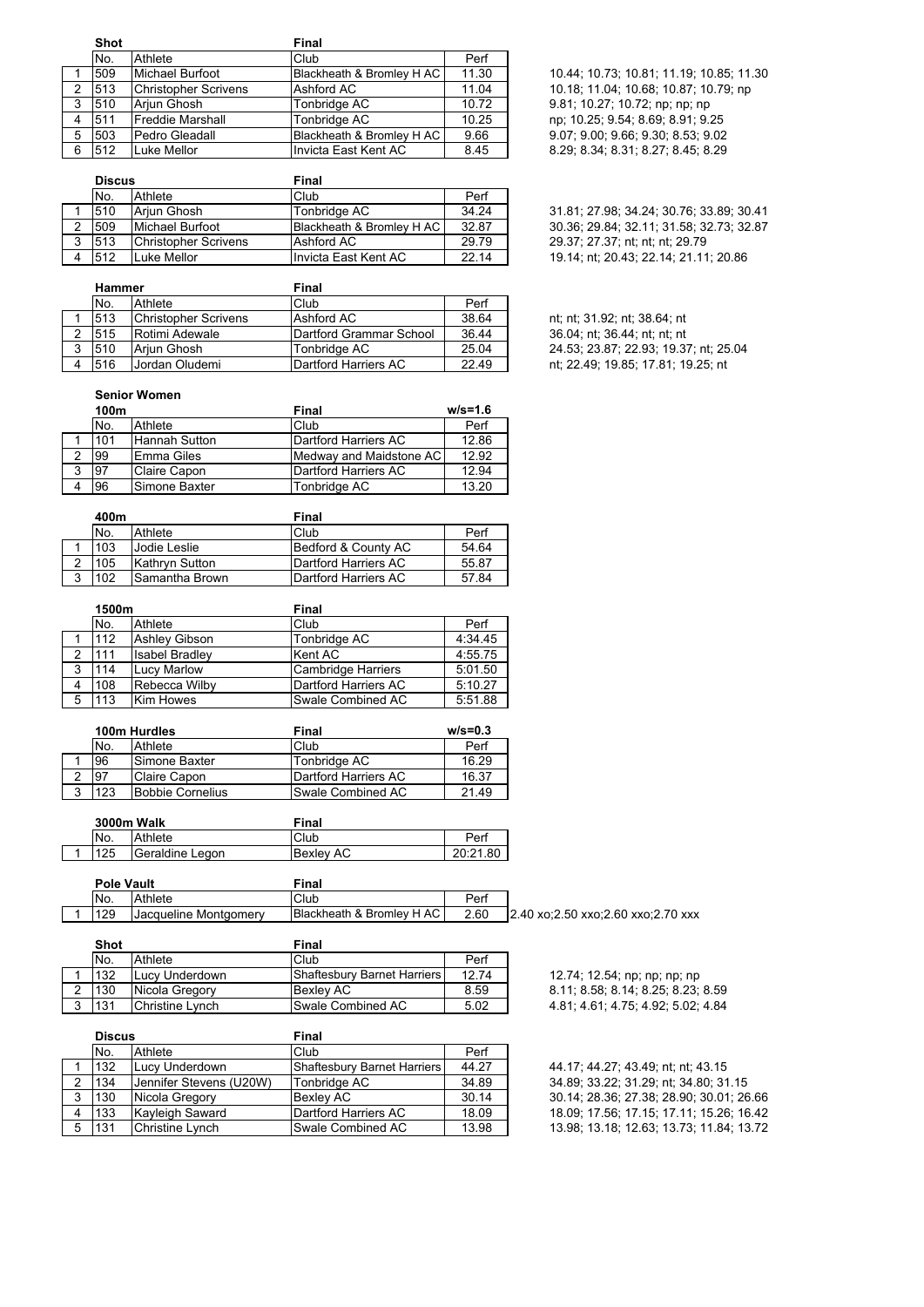### Shot

| | No. | Athlete | Club | Perf | |
|---|---|---|---|---|---|
| 1 | 509 | Michael Burfoot | Blackheath & Bromley H AC | 11.30 | 10.44; 10.73; 10.81; 11.19; 10.85; 11.30 |
| 2 | 513 | Christopher Scrivens | Ashford AC | 11.04 | 10.18; 11.04; 10.68; 10.87; 10.79; np |
| 3 | 510 | Arjun Ghosh | Tonbridge AC | 10.72 | 9.81; 10.27; 10.72; np; np; np |
| 4 | 511 | Freddie Marshall | Tonbridge AC | 10.25 | np; 10.25; 9.54; 8.69; 8.91; 9.25 |
| 5 | 503 | Pedro Gleadall | Blackheath & Bromley H AC | 9.66 | 9.07; 9.00; 9.66; 9.30; 8.53; 9.02 |
| 6 | 512 | Luke Mellor | Invicta East Kent AC | 8.45 | 8.29; 8.34; 8.31; 8.27; 8.45; 8.29 |

### Discus

| | No. | Athlete | Club | Perf | |
|---|---|---|---|---|---|
| 1 | 510 | Arjun Ghosh | Tonbridge AC | 34.24 | 31.81; 27.98; 34.24; 30.76; 33.89; 30.41 |
| 2 | 509 | Michael Burfoot | Blackheath & Bromley H AC | 32.87 | 30.36; 29.84; 32.11; 31.58; 32.73; 32.87 |
| 3 | 513 | Christopher Scrivens | Ashford AC | 29.79 | 29.37; 27.37; nt; nt; nt; 29.79 |
| 4 | 512 | Luke Mellor | Invicta East Kent AC | 22.14 | 19.14; nt; 20.43; 22.14; 21.11; 20.86 |

### Hammer

| | No. | Athlete | Club | Perf | |
|---|---|---|---|---|---|
| 1 | 513 | Christopher Scrivens | Ashford AC | 38.64 | nt; nt; 31.92; nt; 38.64; nt |
| 2 | 515 | Rotimi Adewale | Dartford Grammar School | 36.44 | 36.04; nt; 36.44; nt; nt; nt |
| 3 | 510 | Arjun Ghosh | Tonbridge AC | 25.04 | 24.53; 23.87; 22.93; 19.37; nt; 25.04 |
| 4 | 516 | Jordan Oludemi | Dartford Harriers AC | 22.49 | nt; 22.49; 19.85; 17.81; 19.25; nt |

## Senior Women

### 100m — Final — w/s=1.6

| | No. | Athlete | Club | Perf |
|---|---|---|---|---|
| 1 | 101 | Hannah Sutton | Dartford Harriers AC | 12.86 |
| 2 | 99 | Emma Giles | Medway and Maidstone AC | 12.92 |
| 3 | 97 | Claire Capon | Dartford Harriers AC | 12.94 |
| 4 | 96 | Simone Baxter | Tonbridge AC | 13.20 |

### 400m — Final

| | No. | Athlete | Club | Perf |
|---|---|---|---|---|
| 1 | 103 | Jodie Leslie | Bedford & County AC | 54.64 |
| 2 | 105 | Kathryn Sutton | Dartford Harriers AC | 55.87 |
| 3 | 102 | Samantha Brown | Dartford Harriers AC | 57.84 |

### 1500m — Final

| | No. | Athlete | Club | Perf |
|---|---|---|---|---|
| 1 | 112 | Ashley Gibson | Tonbridge AC | 4:34.45 |
| 2 | 111 | Isabel Bradley | Kent AC | 4:55.75 |
| 3 | 114 | Lucy Marlow | Cambridge Harriers | 5:01.50 |
| 4 | 108 | Rebecca Wilby | Dartford Harriers AC | 5:10.27 |
| 5 | 113 | Kim Howes | Swale Combined AC | 5:51.88 |

### 100m Hurdles — Final — w/s=0.3

| | No. | Athlete | Club | Perf |
|---|---|---|---|---|
| 1 | 96 | Simone Baxter | Tonbridge AC | 16.29 |
| 2 | 97 | Claire Capon | Dartford Harriers AC | 16.37 |
| 3 | 123 | Bobbie Cornelius | Swale Combined AC | 21.49 |

### 3000m Walk — Final

| | No. | Athlete | Club | Perf |
|---|---|---|---|---|
| 1 | 125 | Geraldine Legon | Bexley AC | 20:21.80 |

### Pole Vault — Final

| | No. | Athlete | Club | Perf | |
|---|---|---|---|---|---|
| 1 | 129 | Jacqueline Montgomery | Blackheath & Bromley H AC | 2.60 | 2.40 xo;2.50 xxo;2.60 xxo;2.70 xxx |

### Shot — Final

| | No. | Athlete | Club | Perf | |
|---|---|---|---|---|---|
| 1 | 132 | Lucy Underdown | Shaftesbury Barnet Harriers | 12.74 | 12.74; 12.54; np; np; np; np |
| 2 | 130 | Nicola Gregory | Bexley AC | 8.59 | 8.11; 8.58; 8.14; 8.25; 8.23; 8.59 |
| 3 | 131 | Christine Lynch | Swale Combined AC | 5.02 | 4.81; 4.61; 4.75; 4.92; 5.02; 4.84 |

### Discus — Final

| | No. | Athlete | Club | Perf | |
|---|---|---|---|---|---|
| 1 | 132 | Lucy Underdown | Shaftesbury Barnet Harriers | 44.27 | 44.17; 44.27; 43.49; nt; nt; 43.15 |
| 2 | 134 | Jennifer Stevens (U20W) | Tonbridge AC | 34.89 | 34.89; 33.22; 31.29; nt; 34.80; 31.15 |
| 3 | 130 | Nicola Gregory | Bexley AC | 30.14 | 30.14; 28.36; 27.38; 28.90; 30.01; 26.66 |
| 4 | 133 | Kayleigh Saward | Dartford Harriers AC | 18.09 | 18.09; 17.56; 17.15; 17.11; 15.26; 16.42 |
| 5 | 131 | Christine Lynch | Swale Combined AC | 13.98 | 13.98; 13.18; 12.63; 13.73; 11.84; 13.72 |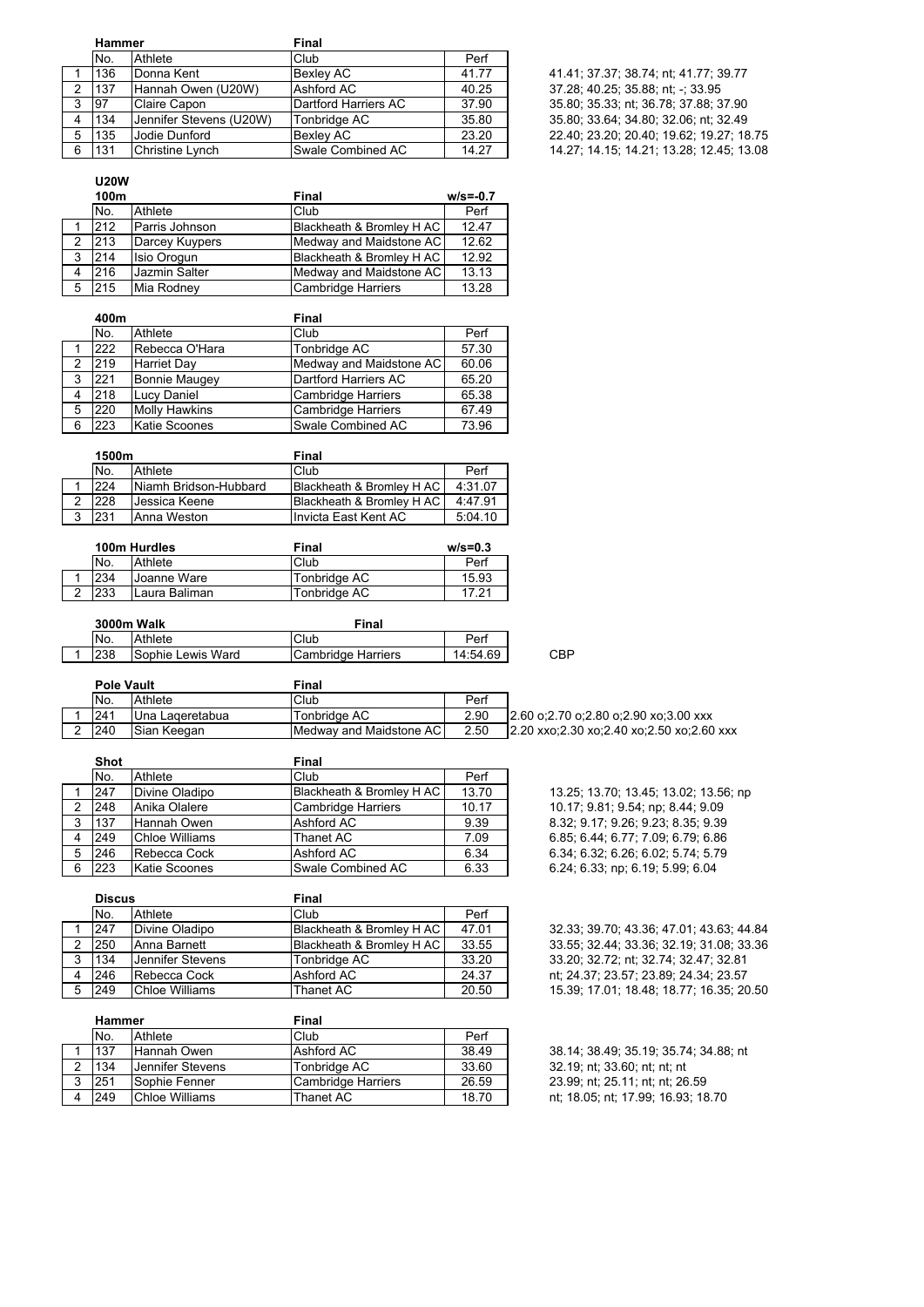### Hammer

| | No. | Athlete | Club | Perf | |
|---|---|---|---|---|---|
| | | | **Final** | | |
| 1 | 136 | Donna Kent | Bexley AC | 41.77 | 41.41; 37.37; 38.74; nt; 41.77; 39.77 |
| 2 | 137 | Hannah Owen (U20W) | Ashford AC | 40.25 | 37.28; 40.25; 35.88; nt; -; 33.95 |
| 3 | 97 | Claire Capon | Dartford Harriers AC | 37.90 | 35.80; 35.33; nt; 36.78; 37.88; 37.90 |
| 4 | 134 | Jennifer Stevens (U20W) | Tonbridge AC | 35.80 | 35.80; 33.64; 34.80; 32.06; nt; 32.49 |
| 5 | 135 | Jodie Dunford | Bexley AC | 23.20 | 22.40; 23.20; 20.40; 19.62; 19.27; 18.75 |
| 6 | 131 | Christine Lynch | Swale Combined AC | 14.27 | 14.27; 14.15; 14.21; 13.28; 12.45; 13.08 |

## U20W

### 100m

| | No. | Athlete | Club | Perf |
|---|---|---|---|---|
| | | | **Final** | w/s=-0.7 |
| 1 | 212 | Parris Johnson | Blackheath & Bromley H AC | 12.47 |
| 2 | 213 | Darcey Kuypers | Medway and Maidstone AC | 12.62 |
| 3 | 214 | Isio Orogun | Blackheath & Bromley H AC | 12.92 |
| 4 | 216 | Jazmin Salter | Medway and Maidstone AC | 13.13 |
| 5 | 215 | Mia Rodney | Cambridge Harriers | 13.28 |

### 400m

| | No. | Athlete | Club | Perf |
|---|---|---|---|---|
| | | | **Final** | |
| 1 | 222 | Rebecca O'Hara | Tonbridge AC | 57.30 |
| 2 | 219 | Harriet Day | Medway and Maidstone AC | 60.06 |
| 3 | 221 | Bonnie Maugey | Dartford Harriers AC | 65.20 |
| 4 | 218 | Lucy Daniel | Cambridge Harriers | 65.38 |
| 5 | 220 | Molly Hawkins | Cambridge Harriers | 67.49 |
| 6 | 223 | Katie Scoones | Swale Combined AC | 73.96 |

### 1500m

| | No. | Athlete | Club | Perf |
|---|---|---|---|---|
| | | | **Final** | |
| 1 | 224 | Niamh Bridson-Hubbard | Blackheath & Bromley H AC | 4:31.07 |
| 2 | 228 | Jessica Keene | Blackheath & Bromley H AC | 4:47.91 |
| 3 | 231 | Anna Weston | Invicta East Kent AC | 5:04.10 |

### 100m Hurdles

| | No. | Athlete | Club | Perf |
|---|---|---|---|---|
| | | | **Final** | w/s=0.3 |
| 1 | 234 | Joanne Ware | Tonbridge AC | 15.93 |
| 2 | 233 | Laura Baliman | Tonbridge AC | 17.21 |

### 3000m Walk

| | No. | Athlete | Club | Perf | |
|---|---|---|---|---|---|
| | | | **Final** | | |
| 1 | 238 | Sophie Lewis Ward | Cambridge Harriers | 14:54.69 | CBP |

### Pole Vault

| | No. | Athlete | Club | Perf | |
|---|---|---|---|---|---|
| | | | **Final** | | |
| 1 | 241 | Una Laqeretabua | Tonbridge AC | 2.90 | 2.60 o;2.70 o;2.80 o;2.90 xo;3.00 xxx |
| 2 | 240 | Sian Keegan | Medway and Maidstone AC | 2.50 | 2.20 xxo;2.30 xo;2.40 xo;2.50 xo;2.60 xxx |

### Shot

| | No. | Athlete | Club | Perf | |
|---|---|---|---|---|---|
| | | | **Final** | | |
| 1 | 247 | Divine Oladipo | Blackheath & Bromley H AC | 13.70 | 13.25; 13.70; 13.45; 13.02; 13.56; np |
| 2 | 248 | Anika Olalere | Cambridge Harriers | 10.17 | 10.17; 9.81; 9.54; np; 8.44; 9.09 |
| 3 | 137 | Hannah Owen | Ashford AC | 9.39 | 8.32; 9.17; 9.26; 9.23; 8.35; 9.39 |
| 4 | 249 | Chloe Williams | Thanet AC | 7.09 | 6.85; 6.44; 6.77; 7.09; 6.79; 6.86 |
| 5 | 246 | Rebecca Cock | Ashford AC | 6.34 | 6.34; 6.32; 6.26; 6.02; 5.74; 5.79 |
| 6 | 223 | Katie Scoones | Swale Combined AC | 6.33 | 6.24; 6.33; np; 6.19; 5.99; 6.04 |

### Discus

| | No. | Athlete | Club | Perf | |
|---|---|---|---|---|---|
| | | | **Final** | | |
| 1 | 247 | Divine Oladipo | Blackheath & Bromley H AC | 47.01 | 32.33; 39.70; 43.36; 47.01; 43.63; 44.84 |
| 2 | 250 | Anna Barnett | Blackheath & Bromley H AC | 33.55 | 33.55; 32.44; 33.36; 32.19; 31.08; 33.36 |
| 3 | 134 | Jennifer Stevens | Tonbridge AC | 33.20 | 33.20; 32.72; nt; 32.74; 32.47; 32.81 |
| 4 | 246 | Rebecca Cock | Ashford AC | 24.37 | nt; 24.37; 23.57; 23.89; 24.34; 23.57 |
| 5 | 249 | Chloe Williams | Thanet AC | 20.50 | 15.39; 17.01; 18.48; 18.77; 16.35; 20.50 |

### Hammer

| | No. | Athlete | Club | Perf | |
|---|---|---|---|---|---|
| | | | **Final** | | |
| 1 | 137 | Hannah Owen | Ashford AC | 38.49 | 38.14; 38.49; 35.19; 35.74; 34.88; nt |
| 2 | 134 | Jennifer Stevens | Tonbridge AC | 33.60 | 32.19; nt; 33.60; nt; nt; nt |
| 3 | 251 | Sophie Fenner | Cambridge Harriers | 26.59 | 23.99; nt; 25.11; nt; nt; 26.59 |
| 4 | 249 | Chloe Williams | Thanet AC | 18.70 | nt; 18.05; nt; 17.99; 16.93; 18.70 |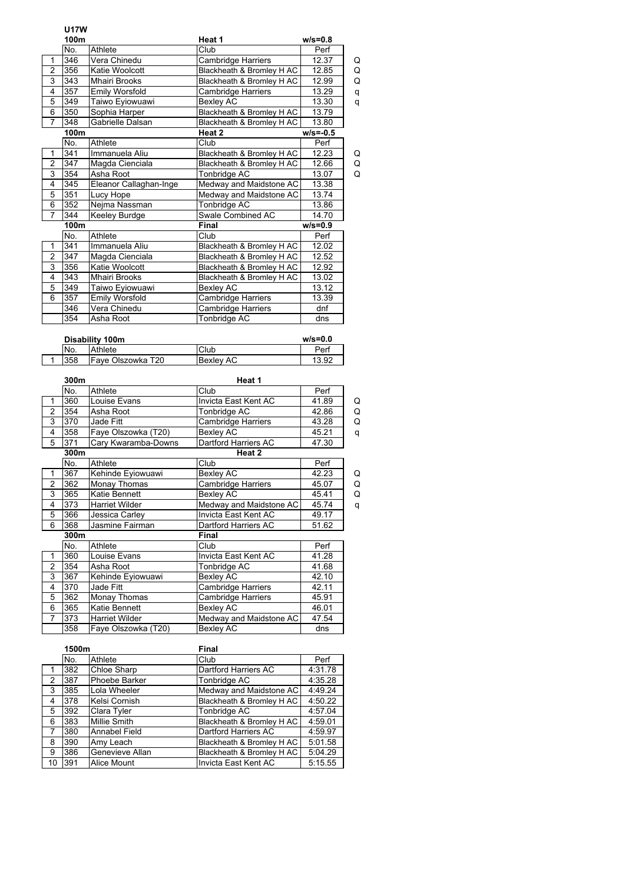## U17W

### 100m — Heat 1 (w/s=0.8)

| | No. | Athlete | Club | Perf | |
|---|---|---|---|---|---|
| 1 | 346 | Vera Chinedu | Cambridge Harriers | 12.37 | Q |
| 2 | 356 | Katie Woolcott | Blackheath & Bromley H AC | 12.85 | Q |
| 3 | 343 | Mhairi Brooks | Blackheath & Bromley H AC | 12.99 | Q |
| 4 | 357 | Emily Worsfold | Cambridge Harriers | 13.29 | q |
| 5 | 349 | Taiwo Eyiowuawi | Bexley AC | 13.30 | q |
| 6 | 350 | Sophia Harper | Blackheath & Bromley H AC | 13.79 | |
| 7 | 348 | Gabrielle Dalsan | Blackheath & Bromley H AC | 13.80 | |

### 100m — Heat 2 (w/s=-0.5)

| | No. | Athlete | Club | Perf | |
|---|---|---|---|---|---|
| 1 | 341 | Immanuela Aliu | Blackheath & Bromley H AC | 12.23 | Q |
| 2 | 347 | Magda Cienciala | Blackheath & Bromley H AC | 12.66 | Q |
| 3 | 354 | Asha Root | Tonbridge AC | 13.07 | Q |
| 4 | 345 | Eleanor Callaghan-Inge | Medway and Maidstone AC | 13.38 | |
| 5 | 351 | Lucy Hope | Medway and Maidstone AC | 13.74 | |
| 6 | 352 | Nejma Nassman | Tonbridge AC | 13.86 | |
| 7 | 344 | Keeley Burdge | Swale Combined AC | 14.70 | |

### 100m — Final (w/s=0.9)

| | No. | Athlete | Club | Perf |
|---|---|---|---|---|
| 1 | 341 | Immanuela Aliu | Blackheath & Bromley H AC | 12.02 |
| 2 | 347 | Magda Cienciala | Blackheath & Bromley H AC | 12.52 |
| 3 | 356 | Katie Woolcott | Blackheath & Bromley H AC | 12.92 |
| 4 | 343 | Mhairi Brooks | Blackheath & Bromley H AC | 13.02 |
| 5 | 349 | Taiwo Eyiowuawi | Bexley AC | 13.12 |
| 6 | 357 | Emily Worsfold | Cambridge Harriers | 13.39 |
| | 346 | Vera Chinedu | Cambridge Harriers | dnf |
| | 354 | Asha Root | Tonbridge AC | dns |

### Disability 100m (w/s=0.0)

| | No. | Athlete | Club | Perf |
|---|---|---|---|---|
| 1 | 358 | Faye Olszowka T20 | Bexley AC | 13.92 |

### 300m — Heat 1

| | No. | Athlete | Club | Perf | |
|---|---|---|---|---|---|
| 1 | 360 | Louise Evans | Invicta East Kent AC | 41.89 | Q |
| 2 | 354 | Asha Root | Tonbridge AC | 42.86 | Q |
| 3 | 370 | Jade Fitt | Cambridge Harriers | 43.28 | Q |
| 4 | 358 | Faye Olszowka (T20) | Bexley AC | 45.21 | q |
| 5 | 371 | Cary Kwaramba-Downs | Dartford Harriers AC | 47.30 | |

### 300m — Heat 2

| | No. | Athlete | Club | Perf | |
|---|---|---|---|---|---|
| 1 | 367 | Kehinde Eyiowuawi | Bexley AC | 42.23 | Q |
| 2 | 362 | Monay Thomas | Cambridge Harriers | 45.07 | Q |
| 3 | 365 | Katie Bennett | Bexley AC | 45.41 | Q |
| 4 | 373 | Harriet Wilder | Medway and Maidstone AC | 45.74 | q |
| 5 | 366 | Jessica Carley | Invicta East Kent AC | 49.17 | |
| 6 | 368 | Jasmine Fairman | Dartford Harriers AC | 51.62 | |

### 300m — Final

| | No. | Athlete | Club | Perf |
|---|---|---|---|---|
| 1 | 360 | Louise Evans | Invicta East Kent AC | 41.28 |
| 2 | 354 | Asha Root | Tonbridge AC | 41.68 |
| 3 | 367 | Kehinde Eyiowuawi | Bexley AC | 42.10 |
| 4 | 370 | Jade Fitt | Cambridge Harriers | 42.11 |
| 5 | 362 | Monay Thomas | Cambridge Harriers | 45.91 |
| 6 | 365 | Katie Bennett | Bexley AC | 46.01 |
| 7 | 373 | Harriet Wilder | Medway and Maidstone AC | 47.54 |
| | 358 | Faye Olszowka (T20) | Bexley AC | dns |

### 1500m — Final

| | No. | Athlete | Club | Perf |
|---|---|---|---|---|
| 1 | 382 | Chloe Sharp | Dartford Harriers AC | 4:31.78 |
| 2 | 387 | Phoebe Barker | Tonbridge AC | 4:35.28 |
| 3 | 385 | Lola Wheeler | Medway and Maidstone AC | 4:49.24 |
| 4 | 378 | Kelsi Cornish | Blackheath & Bromley H AC | 4:50.22 |
| 5 | 392 | Clara Tyler | Tonbridge AC | 4:57.04 |
| 6 | 383 | Millie Smith | Blackheath & Bromley H AC | 4:59.01 |
| 7 | 380 | Annabel Field | Dartford Harriers AC | 4:59.97 |
| 8 | 390 | Amy Leach | Blackheath & Bromley H AC | 5:01.58 |
| 9 | 386 | Genevieve Allan | Blackheath & Bromley H AC | 5:04.29 |
| 10 | 391 | Alice Mount | Invicta East Kent AC | 5:15.55 |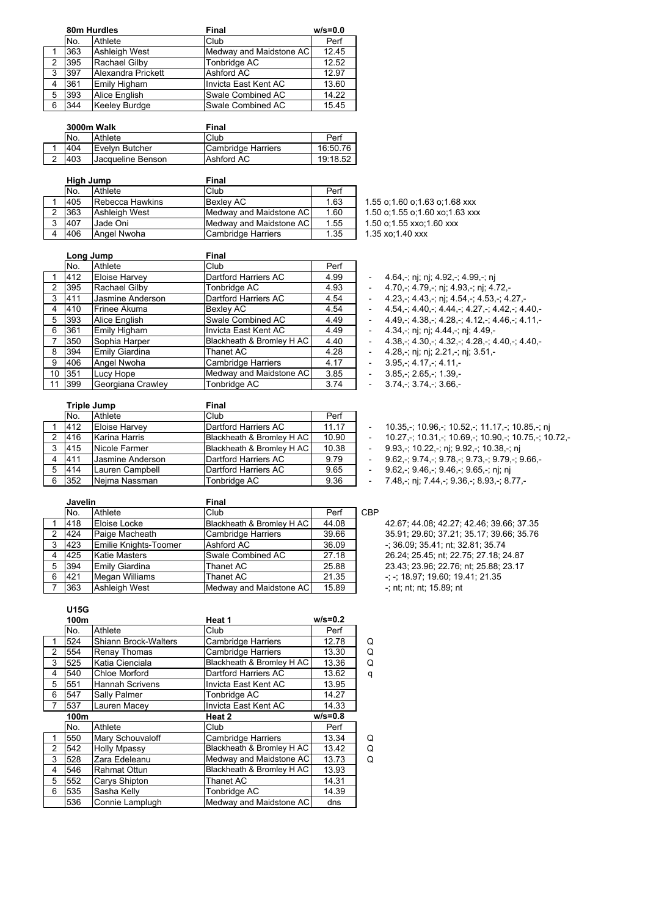### 80m Hurdles

| | No. | Athlete | Club | Perf |
|---|---|---|---|---|
| | | | Final | w/s=0.0 |
| 1 | 363 | Ashleigh West | Medway and Maidstone AC | 12.45 |
| 2 | 395 | Rachael Gilby | Tonbridge AC | 12.52 |
| 3 | 397 | Alexandra Prickett | Ashford AC | 12.97 |
| 4 | 361 | Emily Higham | Invicta East Kent AC | 13.60 |
| 5 | 393 | Alice English | Swale Combined AC | 14.22 |
| 6 | 344 | Keeley Burdge | Swale Combined AC | 15.45 |

### 3000m Walk

| | No. | Athlete | Club | Perf |
|---|---|---|---|---|
| | | | Final | |
| 1 | 404 | Evelyn Butcher | Cambridge Harriers | 16:50.76 |
| 2 | 403 | Jacqueline Benson | Ashford AC | 19:18.52 |

### High Jump

| | No. | Athlete | Club | Perf | |
|---|---|---|---|---|---|
| | | | Final | | |
| 1 | 405 | Rebecca Hawkins | Bexley AC | 1.63 | 1.55 o;1.60 o;1.63 o;1.68 xxx |
| 2 | 363 | Ashleigh West | Medway and Maidstone AC | 1.60 | 1.50 o;1.55 o;1.60 xo;1.63 xxx |
| 3 | 407 | Jade Oni | Medway and Maidstone AC | 1.55 | 1.50 o;1.55 xxo;1.60 xxx |
| 4 | 406 | Angel Nwoha | Cambridge Harriers | 1.35 | 1.35 xo;1.40 xxx |

### Long Jump

| | No. | Athlete | Club | Perf | | |
|---|---|---|---|---|---|---|
| | | | Final | | | |
| 1 | 412 | Eloise Harvey | Dartford Harriers AC | 4.99 | - | 4.64,-; nj; nj; 4.92,-; 4.99,-; nj |
| 2 | 395 | Rachael Gilby | Tonbridge AC | 4.93 | - | 4.70,-; 4.79,-; nj; 4.93,-; nj; 4.72,- |
| 3 | 411 | Jasmine Anderson | Dartford Harriers AC | 4.54 | - | 4.23,-; 4.43,-; nj; 4.54,-; 4.53,-; 4.27,- |
| 4 | 410 | Frinee Akuma | Bexley AC | 4.54 | - | 4.54,-; 4.40,-; 4.44,-; 4.27,-; 4.42,-; 4.40,- |
| 5 | 393 | Alice English | Swale Combined AC | 4.49 | - | 4.49,-; 4.38,-; 4.28,-; 4.12,-; 4.46,-; 4.11,- |
| 6 | 361 | Emily Higham | Invicta East Kent AC | 4.49 | - | 4.34,-; nj; nj; 4.44,-; nj; 4.49,- |
| 7 | 350 | Sophia Harper | Blackheath & Bromley H AC | 4.40 | - | 4.38,-; 4.30,-; 4.32,-; 4.28,-; 4.40,-; 4.40,- |
| 8 | 394 | Emily Giardina | Thanet AC | 4.28 | - | 4.28,-; nj; nj; 2.21,-; nj; 3.51,- |
| 9 | 406 | Angel Nwoha | Cambridge Harriers | 4.17 | - | 3.95,-; 4.17,-; 4.11,- |
| 10 | 351 | Lucy Hope | Medway and Maidstone AC | 3.85 | - | 3.85,-; 2.65,-; 1.39,- |
| 11 | 399 | Georgiana Crawley | Tonbridge AC | 3.74 | - | 3.74,-; 3.74,-; 3.66,- |

### Triple Jump

| | No. | Athlete | Club | Perf | | |
|---|---|---|---|---|---|---|
| | | | Final | | | |
| 1 | 412 | Eloise Harvey | Dartford Harriers AC | 11.17 | - | 10.35,-; 10.96,-; 10.52,-; 11.17,-; 10.85,-; nj |
| 2 | 416 | Karina Harris | Blackheath & Bromley H AC | 10.90 | - | 10.27,-; 10.31,-; 10.69,-; 10.90,-; 10.75,-; 10.72,- |
| 3 | 415 | Nicole Farmer | Blackheath & Bromley H AC | 10.38 | - | 9.93,-; 10.22,-; nj; 9.92,-; 10.38,-; nj |
| 4 | 411 | Jasmine Anderson | Dartford Harriers AC | 9.79 | - | 9.62,-; 9.74,-; 9.78,-; 9.73,-; 9.79,-; 9.66,- |
| 5 | 414 | Lauren Campbell | Dartford Harriers AC | 9.65 | - | 9.62,-; 9.46,-; 9.46,-; 9.65,-; nj; nj |
| 6 | 352 | Nejma Nassman | Tonbridge AC | 9.36 | - | 7.48,-; nj; 7.44,-; 9.36,-; 8.93,-; 8.77,- |

### Javelin

| | No. | Athlete | Club | Perf | CBP | |
|---|---|---|---|---|---|---|
| | | | Final | | | |
| 1 | 418 | Eloise Locke | Blackheath & Bromley H AC | 44.08 | | 42.67; 44.08; 42.27; 42.46; 39.66; 37.35 |
| 2 | 424 | Paige Macheath | Cambridge Harriers | 39.66 | | 35.91; 29.60; 37.21; 35.17; 39.66; 35.76 |
| 3 | 423 | Emilie Knights-Toomer | Ashford AC | 36.09 | | -; 36.09; 35.41; nt; 32.81; 35.74 |
| 4 | 425 | Katie Masters | Swale Combined AC | 27.18 | | 26.24; 25.45; nt; 22.75; 27.18; 24.87 |
| 5 | 394 | Emily Giardina | Thanet AC | 25.88 | | 23.43; 23.96; 22.76; nt; 25.88; 23.17 |
| 6 | 421 | Megan Williams | Thanet AC | 21.35 | | -; -; 18.97; 19.60; 19.41; 21.35 |
| 7 | 363 | Ashleigh West | Medway and Maidstone AC | 15.89 | | -; nt; nt; nt; 15.89; nt |

## U15G

### 100m

| | No. | Athlete | Club | Perf | |
|---|---|---|---|---|---|
| | | | Heat 1 | w/s=0.2 | |
| 1 | 524 | Shiann Brock-Walters | Cambridge Harriers | 12.78 | Q |
| 2 | 554 | Renay Thomas | Cambridge Harriers | 13.30 | Q |
| 3 | 525 | Katia Cienciala | Blackheath & Bromley H AC | 13.36 | Q |
| 4 | 540 | Chloe Morford | Dartford Harriers AC | 13.62 | q |
| 5 | 551 | Hannah Scrivens | Invicta East Kent AC | 13.95 | |
| 6 | 547 | Sally Palmer | Tonbridge AC | 14.27 | |
| 7 | 537 | Lauren Macey | Invicta East Kent AC | 14.33 | |

### 100m

| | No. | Athlete | Club | Perf | |
|---|---|---|---|---|---|
| | | | Heat 2 | w/s=0.8 | |
| 1 | 550 | Mary Schouvaloff | Cambridge Harriers | 13.34 | Q |
| 2 | 542 | Holly Mpassy | Blackheath & Bromley H AC | 13.42 | Q |
| 3 | 528 | Zara Edeleanu | Medway and Maidstone AC | 13.73 | Q |
| 4 | 546 | Rahmat Ottun | Blackheath & Bromley H AC | 13.93 | |
| 5 | 552 | Carys Shipton | Thanet AC | 14.31 | |
| 6 | 535 | Sasha Kelly | Tonbridge AC | 14.39 | |
| | 536 | Connie Lamplugh | Medway and Maidstone AC | dns | |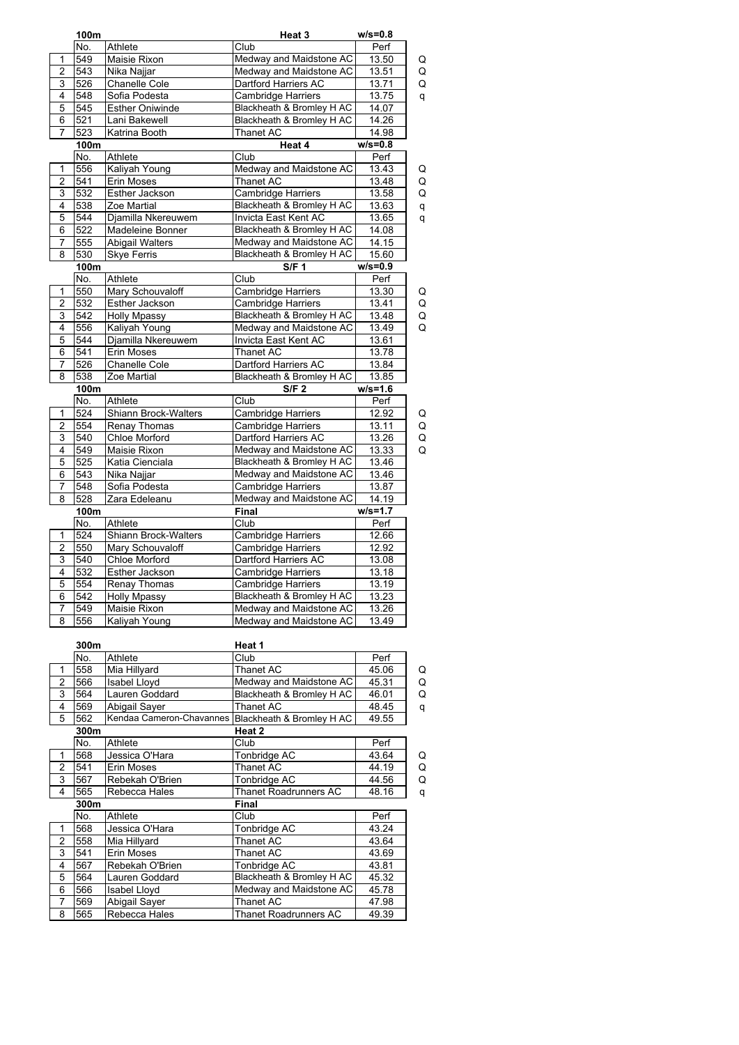| | 100m | | Heat 3 | w/s=0.8 | |
|---|---|---|---|---|---|
| | No. | Athlete | Club | Perf | |
| 1 | 549 | Maisie Rixon | Medway and Maidstone AC | 13.50 | Q |
| 2 | 543 | Nika Najjar | Medway and Maidstone AC | 13.51 | Q |
| 3 | 526 | Chanelle Cole | Dartford Harriers AC | 13.71 | Q |
| 4 | 548 | Sofia Podesta | Cambridge Harriers | 13.75 | q |
| 5 | 545 | Esther Oniwinde | Blackheath & Bromley H AC | 14.07 | |
| 6 | 521 | Lani Bakewell | Blackheath & Bromley H AC | 14.26 | |
| 7 | 523 | Katrina Booth | Thanet AC | 14.98 | |

| | 100m | | Heat 4 | w/s=0.8 | |
|---|---|---|---|---|---|
| | No. | Athlete | Club | Perf | |
| 1 | 556 | Kaliyah Young | Medway and Maidstone AC | 13.43 | Q |
| 2 | 541 | Erin Moses | Thanet AC | 13.48 | Q |
| 3 | 532 | Esther Jackson | Cambridge Harriers | 13.58 | Q |
| 4 | 538 | Zoe Martial | Blackheath & Bromley H AC | 13.63 | q |
| 5 | 544 | Djamilla Nkereuwem | Invicta East Kent AC | 13.65 | q |
| 6 | 522 | Madeleine Bonner | Blackheath & Bromley H AC | 14.08 | |
| 7 | 555 | Abigail Walters | Medway and Maidstone AC | 14.15 | |
| 8 | 530 | Skye Ferris | Blackheath & Bromley H AC | 15.60 | |

| | 100m | | S/F 1 | w/s=0.9 | |
|---|---|---|---|---|---|
| | No. | Athlete | Club | Perf | |
| 1 | 550 | Mary Schouvaloff | Cambridge Harriers | 13.30 | Q |
| 2 | 532 | Esther Jackson | Cambridge Harriers | 13.41 | Q |
| 3 | 542 | Holly Mpassy | Blackheath & Bromley H AC | 13.48 | Q |
| 4 | 556 | Kaliyah Young | Medway and Maidstone AC | 13.49 | Q |
| 5 | 544 | Djamilla Nkereuwem | Invicta East Kent AC | 13.61 | |
| 6 | 541 | Erin Moses | Thanet AC | 13.78 | |
| 7 | 526 | Chanelle Cole | Dartford Harriers AC | 13.84 | |
| 8 | 538 | Zoe Martial | Blackheath & Bromley H AC | 13.85 | |

| | 100m | | S/F 2 | w/s=1.6 | |
|---|---|---|---|---|---|
| | No. | Athlete | Club | Perf | |
| 1 | 524 | Shiann Brock-Walters | Cambridge Harriers | 12.92 | Q |
| 2 | 554 | Renay Thomas | Cambridge Harriers | 13.11 | Q |
| 3 | 540 | Chloe Morford | Dartford Harriers AC | 13.26 | Q |
| 4 | 549 | Maisie Rixon | Medway and Maidstone AC | 13.33 | Q |
| 5 | 525 | Katia Cienciala | Blackheath & Bromley H AC | 13.46 | |
| 6 | 543 | Nika Najjar | Medway and Maidstone AC | 13.46 | |
| 7 | 548 | Sofia Podesta | Cambridge Harriers | 13.87 | |
| 8 | 528 | Zara Edeleanu | Medway and Maidstone AC | 14.19 | |

| | 100m | | Final | w/s=1.7 |
|---|---|---|---|---|
| | No. | Athlete | Club | Perf |
| 1 | 524 | Shiann Brock-Walters | Cambridge Harriers | 12.66 |
| 2 | 550 | Mary Schouvaloff | Cambridge Harriers | 12.92 |
| 3 | 540 | Chloe Morford | Dartford Harriers AC | 13.08 |
| 4 | 532 | Esther Jackson | Cambridge Harriers | 13.18 |
| 5 | 554 | Renay Thomas | Cambridge Harriers | 13.19 |
| 6 | 542 | Holly Mpassy | Blackheath & Bromley H AC | 13.23 |
| 7 | 549 | Maisie Rixon | Medway and Maidstone AC | 13.26 |
| 8 | 556 | Kaliyah Young | Medway and Maidstone AC | 13.49 |

| | 300m | | Heat 1 | | |
|---|---|---|---|---|---|
| | No. | Athlete | Club | Perf | |
| 1 | 558 | Mia Hillyard | Thanet AC | 45.06 | Q |
| 2 | 566 | Isabel Lloyd | Medway and Maidstone AC | 45.31 | Q |
| 3 | 564 | Lauren Goddard | Blackheath & Bromley H AC | 46.01 | Q |
| 4 | 569 | Abigail Sayer | Thanet AC | 48.45 | q |
| 5 | 562 | Kendaa Cameron-Chavannes | Blackheath & Bromley H AC | 49.55 | |

| | 300m | | Heat 2 | | |
|---|---|---|---|---|---|
| | No. | Athlete | Club | Perf | |
| 1 | 568 | Jessica O'Hara | Tonbridge AC | 43.64 | Q |
| 2 | 541 | Erin Moses | Thanet AC | 44.19 | Q |
| 3 | 567 | Rebekah O'Brien | Tonbridge AC | 44.56 | Q |
| 4 | 565 | Rebecca Hales | Thanet Roadrunners AC | 48.16 | q |

| | 300m | | Final | |
|---|---|---|---|---|
| | No. | Athlete | Club | Perf |
| 1 | 568 | Jessica O'Hara | Tonbridge AC | 43.24 |
| 2 | 558 | Mia Hillyard | Thanet AC | 43.64 |
| 3 | 541 | Erin Moses | Thanet AC | 43.69 |
| 4 | 567 | Rebekah O'Brien | Tonbridge AC | 43.81 |
| 5 | 564 | Lauren Goddard | Blackheath & Bromley H AC | 45.32 |
| 6 | 566 | Isabel Lloyd | Medway and Maidstone AC | 45.78 |
| 7 | 569 | Abigail Sayer | Thanet AC | 47.98 |
| 8 | 565 | Rebecca Hales | Thanet Roadrunners AC | 49.39 |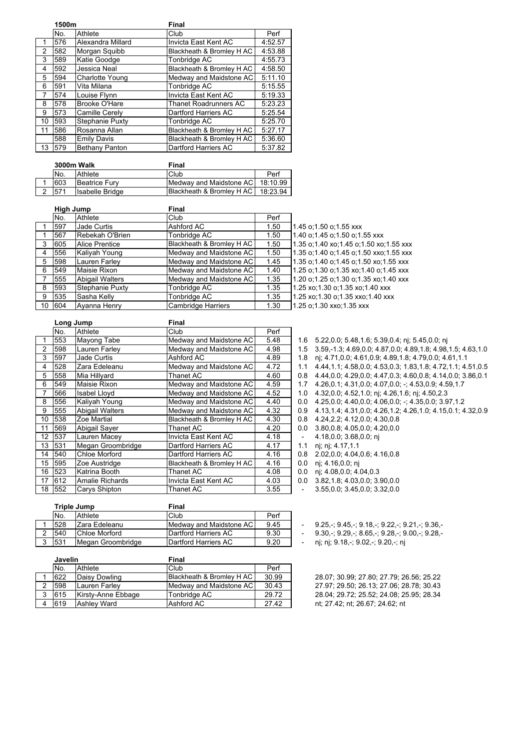## 1500m — Final

| | No. | Athlete | Club | Perf |
|---|---|---|---|---|
| 1 | 576 | Alexandra Millard | Invicta East Kent AC | 4:52.57 |
| 2 | 582 | Morgan Squibb | Blackheath & Bromley H AC | 4:53.88 |
| 3 | 589 | Katie Goodge | Tonbridge AC | 4:55.73 |
| 4 | 592 | Jessica Neal | Blackheath & Bromley H AC | 4:58.50 |
| 5 | 594 | Charlotte Young | Medway and Maidstone AC | 5:11.10 |
| 6 | 591 | Vita Milana | Tonbridge AC | 5:15.55 |
| 7 | 574 | Louise Flynn | Invicta East Kent AC | 5:19.33 |
| 8 | 578 | Brooke O'Hare | Thanet Roadrunners AC | 5:23.23 |
| 9 | 573 | Camille Cerely | Dartford Harriers AC | 5:25.54 |
| 10 | 593 | Stephanie Puxty | Tonbridge AC | 5:25.70 |
| 11 | 586 | Rosanna Allan | Blackheath & Bromley H AC | 5:27.17 |
| | 588 | Emily Davis | Blackheath & Bromley H AC | 5:36.60 |
| 13 | 579 | Bethany Panton | Dartford Harriers AC | 5:37.82 |

## 3000m Walk — Final

| | No. | Athlete | Club | Perf |
|---|---|---|---|---|
| 1 | 603 | Beatrice Fury | Medway and Maidstone AC | 18:10.99 |
| 2 | 571 | Isabelle Bridge | Blackheath & Bromley H AC | 18:23.94 |

## High Jump — Final

| | No. | Athlete | Club | Perf | |
|---|---|---|---|---|---|
| 1 | 597 | Jade Curtis | Ashford AC | 1.50 | 1.45 o;1.50 o;1.55 xxx |
| 1 | 567 | Rebekah O'Brien | Tonbridge AC | 1.50 | 1.40 o;1.45 o;1.50 o;1.55 xxx |
| 3 | 605 | Alice Prentice | Blackheath & Bromley H AC | 1.50 | 1.35 o;1.40 xo;1.45 o;1.50 xo;1.55 xxx |
| 4 | 556 | Kaliyah Young | Medway and Maidstone AC | 1.50 | 1.35 o;1.40 o;1.45 o;1.50 xxo;1.55 xxx |
| 5 | 598 | Lauren Farley | Medway and Maidstone AC | 1.45 | 1.35 o;1.40 o;1.45 o;1.50 xo;1.55 xxx |
| 6 | 549 | Maisie Rixon | Medway and Maidstone AC | 1.40 | 1.25 o;1.30 o;1.35 xo;1.40 o;1.45 xxx |
| 7 | 555 | Abigail Walters | Medway and Maidstone AC | 1.35 | 1.20 o;1.25 o;1.30 o;1.35 xo;1.40 xxx |
| 8 | 593 | Stephanie Puxty | Tonbridge AC | 1.35 | 1.25 xo;1.30 o;1.35 xo;1.40 xxx |
| 9 | 535 | Sasha Kelly | Tonbridge AC | 1.35 | 1.25 xo;1.30 o;1.35 xxo;1.40 xxx |
| 10 | 604 | Ayanna Henry | Cambridge Harriers | 1.30 | 1.25 o;1.30 xxo;1.35 xxx |

## Long Jump — Final

| | No. | Athlete | Club | Perf | | |
|---|---|---|---|---|---|---|
| 1 | 553 | Mayong Tabe | Medway and Maidstone AC | 5.48 | 1.6 | 5.22,0.0; 5.48,1.6; 5.39,0.4; nj; 5.45,0.0; nj |
| 2 | 598 | Lauren Farley | Medway and Maidstone AC | 4.98 | 1.5 | 3.59,-1.3; 4.69,0.0; 4.87,0.0; 4.89,1.8; 4.98,1.5; 4.63,1.0 |
| 3 | 597 | Jade Curtis | Ashford AC | 4.89 | 1.8 | nj; 4.71,0.0; 4.61,0.9; 4.89,1.8; 4.79,0.0; 4.61,1.1 |
| 4 | 528 | Zara Edeleanu | Medway and Maidstone AC | 4.72 | 1.1 | 4.44,1.1; 4.58,0.0; 4.53,0.3; 1.83,1.8; 4.72,1.1; 4.51,0.5 |
| 5 | 558 | Mia Hillyard | Thanet AC | 4.60 | 0.8 | 4.44,0.0; 4.29,0.0; 4.47,0.3; 4.60,0.8; 4.14,0.0; 3.86,0.1 |
| 6 | 549 | Maisie Rixon | Medway and Maidstone AC | 4.59 | 1.7 | 4.26,0.1; 4.31,0.0; 4.07,0.0; -; 4.53,0.9; 4.59,1.7 |
| 7 | 566 | Isabel Lloyd | Medway and Maidstone AC | 4.52 | 1.0 | 4.32,0.0; 4.52,1.0; nj; 4.26,1.6; nj; 4.50,2.3 |
| 8 | 556 | Kaliyah Young | Medway and Maidstone AC | 4.40 | 0.0 | 4.25,0.0; 4.40,0.0; 4.06,0.0; -; 4.35,0.0; 3.97,1.2 |
| 9 | 555 | Abigail Walters | Medway and Maidstone AC | 4.32 | 0.9 | 4.13,1.4; 4.31,0.0; 4.26,1.2; 4.26,1.0; 4.15,0.1; 4.32,0.9 |
| 10 | 538 | Zoe Martial | Blackheath & Bromley H AC | 4.30 | 0.8 | 4.24,2.2; 4.12,0.0; 4.30,0.8 |
| 11 | 569 | Abigail Sayer | Thanet AC | 4.20 | 0.0 | 3.80,0.8; 4.05,0.0; 4.20,0.0 |
| 12 | 537 | Lauren Macey | Invicta East Kent AC | 4.18 | - | 4.18,0.0; 3.68,0.0; nj |
| 13 | 531 | Megan Groombridge | Dartford Harriers AC | 4.17 | 1.1 | nj; nj; 4.17,1.1 |
| 14 | 540 | Chloe Morford | Dartford Harriers AC | 4.16 | 0.8 | 2.02,0.0; 4.04,0.6; 4.16,0.8 |
| 15 | 595 | Zoe Austridge | Blackheath & Bromley H AC | 4.16 | 0.0 | nj; 4.16,0.0; nj |
| 16 | 523 | Katrina Booth | Thanet AC | 4.08 | 0.0 | nj; 4.08,0.0; 4.04,0.3 |
| 17 | 612 | Amalie Richards | Invicta East Kent AC | 4.03 | 0.0 | 3.82,1.8; 4.03,0.0; 3.90,0.0 |
| 18 | 552 | Carys Shipton | Thanet AC | 3.55 | - | 3.55,0.0; 3.45,0.0; 3.32,0.0 |

## Triple Jump — Final

| | No. | Athlete | Club | Perf | | |
|---|---|---|---|---|---|---|
| 1 | 528 | Zara Edeleanu | Medway and Maidstone AC | 9.45 | - | 9.25,-; 9.45,-; 9.18,-; 9.22,-; 9.21,-; 9.36,- |
| 2 | 540 | Chloe Morford | Dartford Harriers AC | 9.30 | - | 9.30,-; 9.29,-; 8.65,-; 9.28,-; 9.00,-; 9.28,- |
| 3 | 531 | Megan Groombridge | Dartford Harriers AC | 9.20 | - | nj; nj; 9.18,-; 9.02,-; 9.20,-; nj |

## Javelin — Final

| | No. | Athlete | Club | Perf | |
|---|---|---|---|---|---|
| 1 | 622 | Daisy Dowling | Blackheath & Bromley H AC | 30.99 | 28.07; 30.99; 27.80; 27.79; 26.56; 25.22 |
| 2 | 598 | Lauren Farley | Medway and Maidstone AC | 30.43 | 27.97; 29.50; 26.13; 27.06; 28.78; 30.43 |
| 3 | 615 | Kirsty-Anne Ebbage | Tonbridge AC | 29.72 | 28.04; 29.72; 25.52; 24.08; 25.95; 28.34 |
| 4 | 619 | Ashley Ward | Ashford AC | 27.42 | nt; 27.42; nt; 26.67; 24.62; nt |